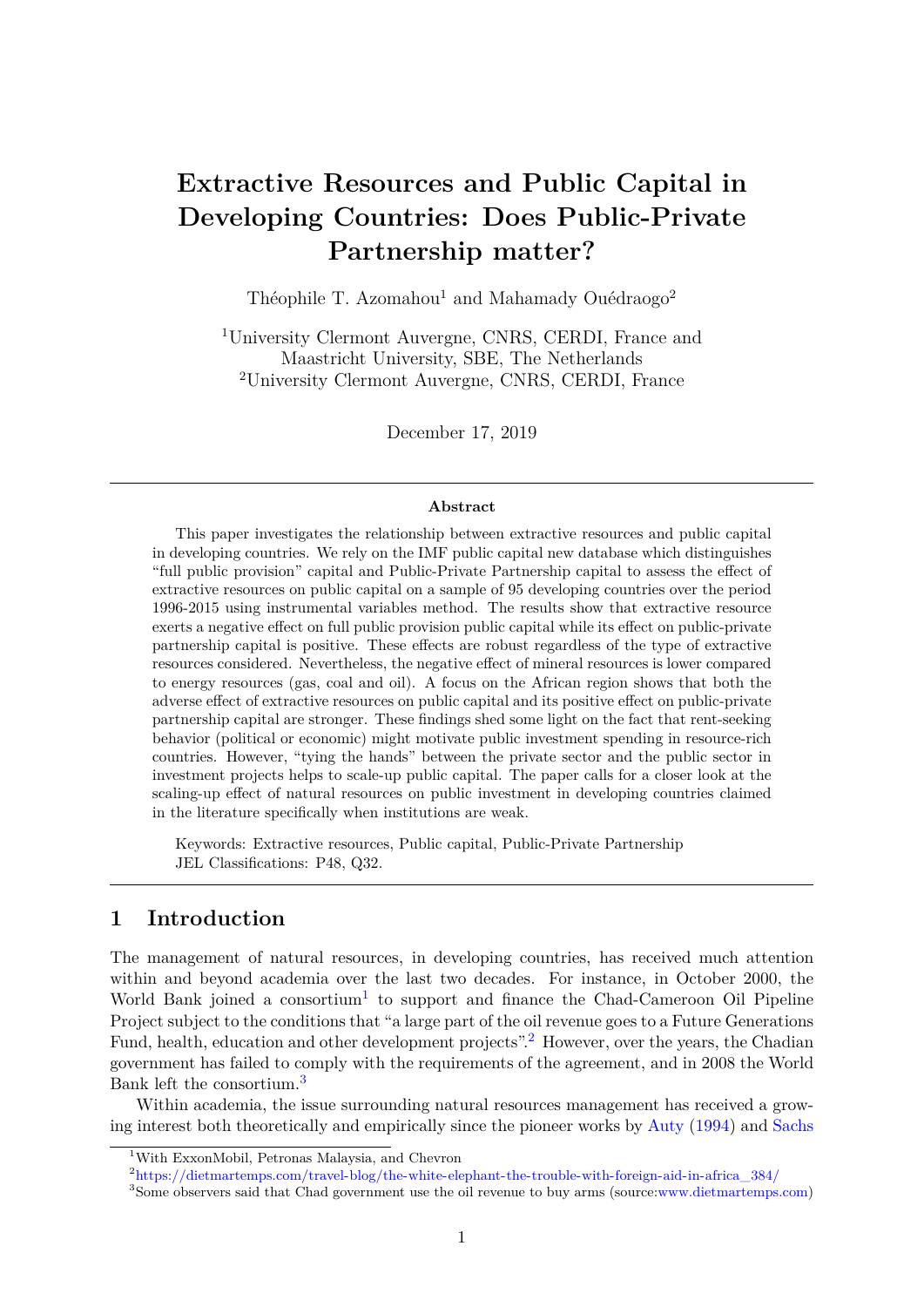# Extractive Resources and Public Capital in Developing Countries: Does Public-Private Partnership matter?

Théophile T. Azomahou[1] and Mahamady Ouédraogo[2]

[1]University Clermont Auvergne, CNRS, CERDI, France and Maastricht University, SBE, The Netherlands
[2]University Clermont Auvergne, CNRS, CERDI, France

December 17, 2019

---

**Abstract**

This paper investigates the relationship between extractive resources and public capital in developing countries. We rely on the IMF public capital new database which distinguishes "full public provision" capital and Public-Private Partnership capital to assess the effect of extractive resources on public capital on a sample of 95 developing countries over the period 1996-2015 using instrumental variables method. The results show that extractive resource exerts a negative effect on full public provision public capital while its effect on public-private partnership capital is positive. These effects are robust regardless of the type of extractive resources considered. Nevertheless, the negative effect of mineral resources is lower compared to energy resources (gas, coal and oil). A focus on the African region shows that both the adverse effect of extractive resources on public capital and its positive effect on public-private partnership capital are stronger. These findings shed some light on the fact that rent-seeking behavior (political or economic) might motivate public investment spending in resource-rich countries. However, "tying the hands" between the private sector and the public sector in investment projects helps to scale-up public capital. The paper calls for a closer look at the scaling-up effect of natural resources on public investment in developing countries claimed in the literature specifically when institutions are weak.

Keywords: Extractive resources, Public capital, Public-Private Partnership
JEL Classifications: P48, Q32.

---

## 1 Introduction

The management of natural resources, in developing countries, has received much attention within and beyond academia over the last two decades. For instance, in October 2000, the World Bank joined a consortium[1] to support and finance the Chad-Cameroon Oil Pipeline Project subject to the conditions that "a large part of the oil revenue goes to a Future Generations Fund, health, education and other development projects".[2] However, over the years, the Chadian government has failed to comply with the requirements of the agreement, and in 2008 the World Bank left the consortium.[3]

Within academia, the issue surrounding natural resources management has received a growing interest both theoretically and empirically since the pioneer works by Auty (1994) and Sachs

---

[1]With ExxonMobil, Petronas Malaysia, and Chevron

[2]https://dietmartemps.com/travel-blog/the-white-elephant-the-trouble-with-foreign-aid-in-africa_384/

[3]Some observers said that Chad government use the oil revenue to buy arms (source:www.dietmartemps.com)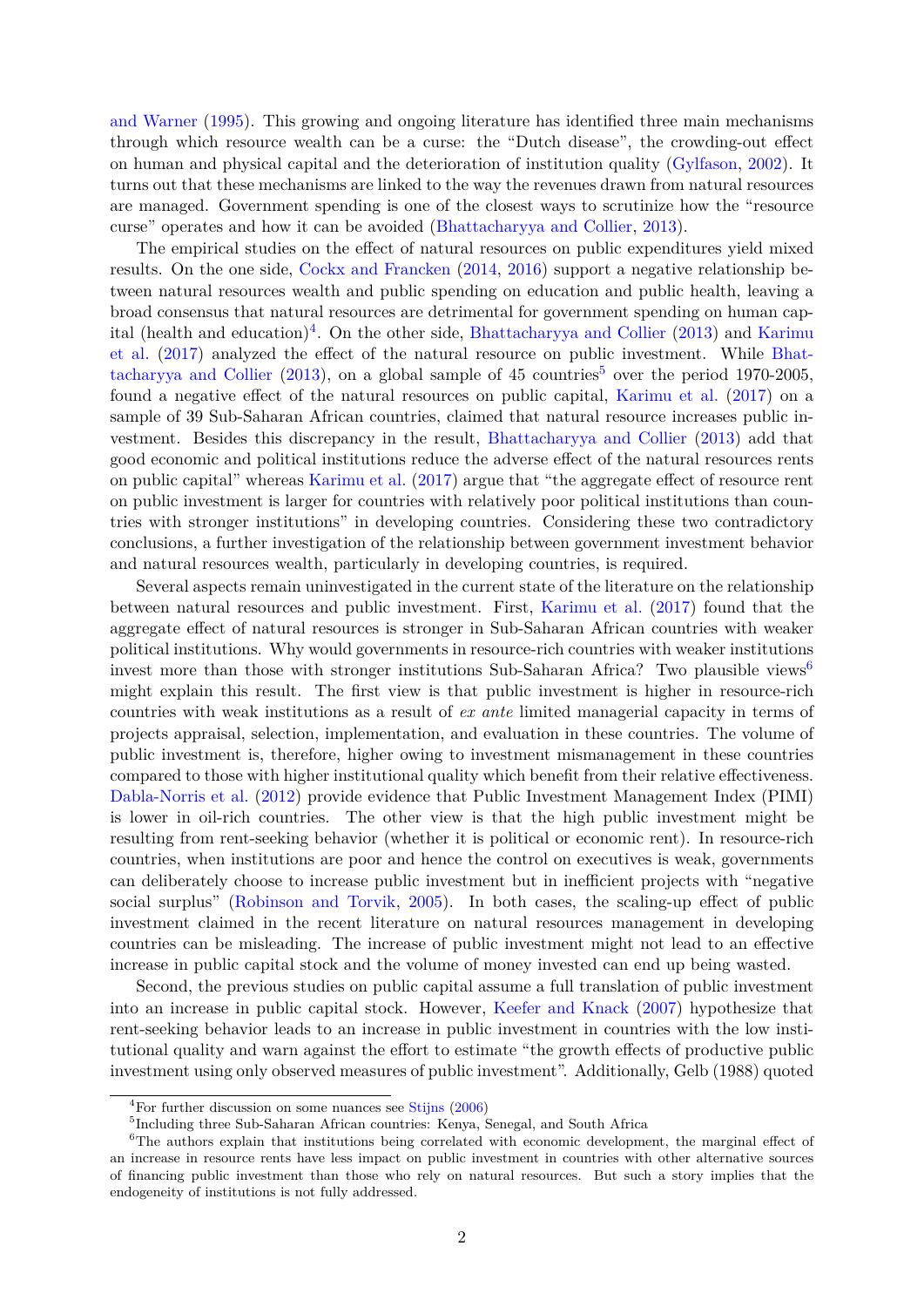and Warner (1995). This growing and ongoing literature has identified three main mechanisms through which resource wealth can be a curse: the "Dutch disease", the crowding-out effect on human and physical capital and the deterioration of institution quality (Gylfason, 2002). It turns out that these mechanisms are linked to the way the revenues drawn from natural resources are managed. Government spending is one of the closest ways to scrutinize how the "resource curse" operates and how it can be avoided (Bhattacharyya and Collier, 2013).

The empirical studies on the effect of natural resources on public expenditures yield mixed results. On the one side, Cockx and Francken (2014, 2016) support a negative relationship between natural resources wealth and public spending on education and public health, leaving a broad consensus that natural resources are detrimental for government spending on human capital (health and education)[4]. On the other side, Bhattacharyya and Collier (2013) and Karimu et al. (2017) analyzed the effect of the natural resource on public investment. While Bhattacharyya and Collier (2013), on a global sample of 45 countries[5] over the period 1970-2005, found a negative effect of the natural resources on public capital, Karimu et al. (2017) on a sample of 39 Sub-Saharan African countries, claimed that natural resource increases public investment. Besides this discrepancy in the result, Bhattacharyya and Collier (2013) add that good economic and political institutions reduce the adverse effect of the natural resources rents on public capital" whereas Karimu et al. (2017) argue that "the aggregate effect of resource rent on public investment is larger for countries with relatively poor political institutions than countries with stronger institutions" in developing countries. Considering these two contradictory conclusions, a further investigation of the relationship between government investment behavior and natural resources wealth, particularly in developing countries, is required.

Several aspects remain uninvestigated in the current state of the literature on the relationship between natural resources and public investment. First, Karimu et al. (2017) found that the aggregate effect of natural resources is stronger in Sub-Saharan African countries with weaker political institutions. Why would governments in resource-rich countries with weaker institutions invest more than those with stronger institutions Sub-Saharan Africa? Two plausible views[6] might explain this result. The first view is that public investment is higher in resource-rich countries with weak institutions as a result of *ex ante* limited managerial capacity in terms of projects appraisal, selection, implementation, and evaluation in these countries. The volume of public investment is, therefore, higher owing to investment mismanagement in these countries compared to those with higher institutional quality which benefit from their relative effectiveness. Dabla-Norris et al. (2012) provide evidence that Public Investment Management Index (PIMI) is lower in oil-rich countries. The other view is that the high public investment might be resulting from rent-seeking behavior (whether it is political or economic rent). In resource-rich countries, when institutions are poor and hence the control on executives is weak, governments can deliberately choose to increase public investment but in inefficient projects with "negative social surplus" (Robinson and Torvik, 2005). In both cases, the scaling-up effect of public investment claimed in the recent literature on natural resources management in developing countries can be misleading. The increase of public investment might not lead to an effective increase in public capital stock and the volume of money invested can end up being wasted.

Second, the previous studies on public capital assume a full translation of public investment into an increase in public capital stock. However, Keefer and Knack (2007) hypothesize that rent-seeking behavior leads to an increase in public investment in countries with the low institutional quality and warn against the effort to estimate "the growth effects of productive public investment using only observed measures of public investment". Additionally, Gelb (1988) quoted

---

[4]For further discussion on some nuances see Stijns (2006)

[5]Including three Sub-Saharan African countries: Kenya, Senegal, and South Africa

[6]The authors explain that institutions being correlated with economic development, the marginal effect of an increase in resource rents have less impact on public investment in countries with other alternative sources of financing public investment than those who rely on natural resources. But such a story implies that the endogeneity of institutions is not fully addressed.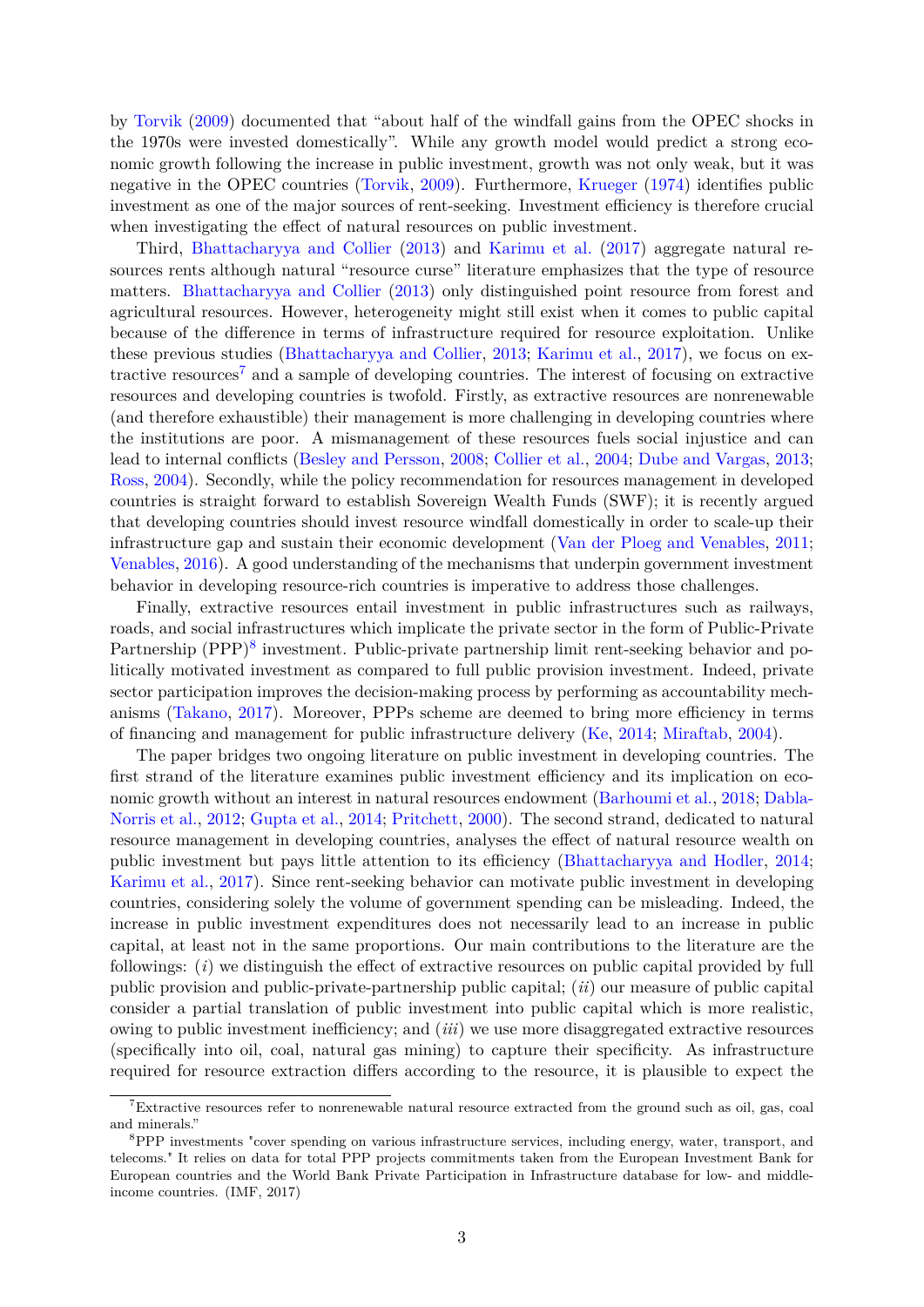by Torvik (2009) documented that "about half of the windfall gains from the OPEC shocks in the 1970s were invested domestically". While any growth model would predict a strong economic growth following the increase in public investment, growth was not only weak, but it was negative in the OPEC countries (Torvik, 2009). Furthermore, Krueger (1974) identifies public investment as one of the major sources of rent-seeking. Investment efficiency is therefore crucial when investigating the effect of natural resources on public investment.

Third, Bhattacharyya and Collier (2013) and Karimu et al. (2017) aggregate natural resources rents although natural "resource curse" literature emphasizes that the type of resource matters. Bhattacharyya and Collier (2013) only distinguished point resource from forest and agricultural resources. However, heterogeneity might still exist when it comes to public capital because of the difference in terms of infrastructure required for resource exploitation. Unlike these previous studies (Bhattacharyya and Collier, 2013; Karimu et al., 2017), we focus on extractive resources[7] and a sample of developing countries. The interest of focusing on extractive resources and developing countries is twofold. Firstly, as extractive resources are nonrenewable (and therefore exhaustible) their management is more challenging in developing countries where the institutions are poor. A mismanagement of these resources fuels social injustice and can lead to internal conflicts (Besley and Persson, 2008; Collier et al., 2004; Dube and Vargas, 2013; Ross, 2004). Secondly, while the policy recommendation for resources management in developed countries is straight forward to establish Sovereign Wealth Funds (SWF); it is recently argued that developing countries should invest resource windfall domestically in order to scale-up their infrastructure gap and sustain their economic development (Van der Ploeg and Venables, 2011; Venables, 2016). A good understanding of the mechanisms that underpin government investment behavior in developing resource-rich countries is imperative to address those challenges.

Finally, extractive resources entail investment in public infrastructures such as railways, roads, and social infrastructures which implicate the private sector in the form of Public-Private Partnership (PPP)[8] investment. Public-private partnership limit rent-seeking behavior and politically motivated investment as compared to full public provision investment. Indeed, private sector participation improves the decision-making process by performing as accountability mechanisms (Takano, 2017). Moreover, PPPs scheme are deemed to bring more efficiency in terms of financing and management for public infrastructure delivery (Ke, 2014; Miraftab, 2004).

The paper bridges two ongoing literature on public investment in developing countries. The first strand of the literature examines public investment efficiency and its implication on economic growth without an interest in natural resources endowment (Barhoumi et al., 2018; Dabla-Norris et al., 2012; Gupta et al., 2014; Pritchett, 2000). The second strand, dedicated to natural resource management in developing countries, analyses the effect of natural resource wealth on public investment but pays little attention to its efficiency (Bhattacharyya and Hodler, 2014; Karimu et al., 2017). Since rent-seeking behavior can motivate public investment in developing countries, considering solely the volume of government spending can be misleading. Indeed, the increase in public investment expenditures does not necessarily lead to an increase in public capital, at least not in the same proportions. Our main contributions to the literature are the followings: (*i*) we distinguish the effect of extractive resources on public capital provided by full public provision and public-private-partnership public capital; (*ii*) our measure of public capital consider a partial translation of public investment into public capital which is more realistic, owing to public investment inefficiency; and (*iii*) we use more disaggregated extractive resources (specifically into oil, coal, natural gas mining) to capture their specificity. As infrastructure required for resource extraction differs according to the resource, it is plausible to expect the

[7] Extractive resources refer to nonrenewable natural resource extracted from the ground such as oil, gas, coal and minerals."

[8] PPP investments "cover spending on various infrastructure services, including energy, water, transport, and telecoms." It relies on data for total PPP projects commitments taken from the European Investment Bank for European countries and the World Bank Private Participation in Infrastructure database for low- and middle-income countries. (IMF, 2017)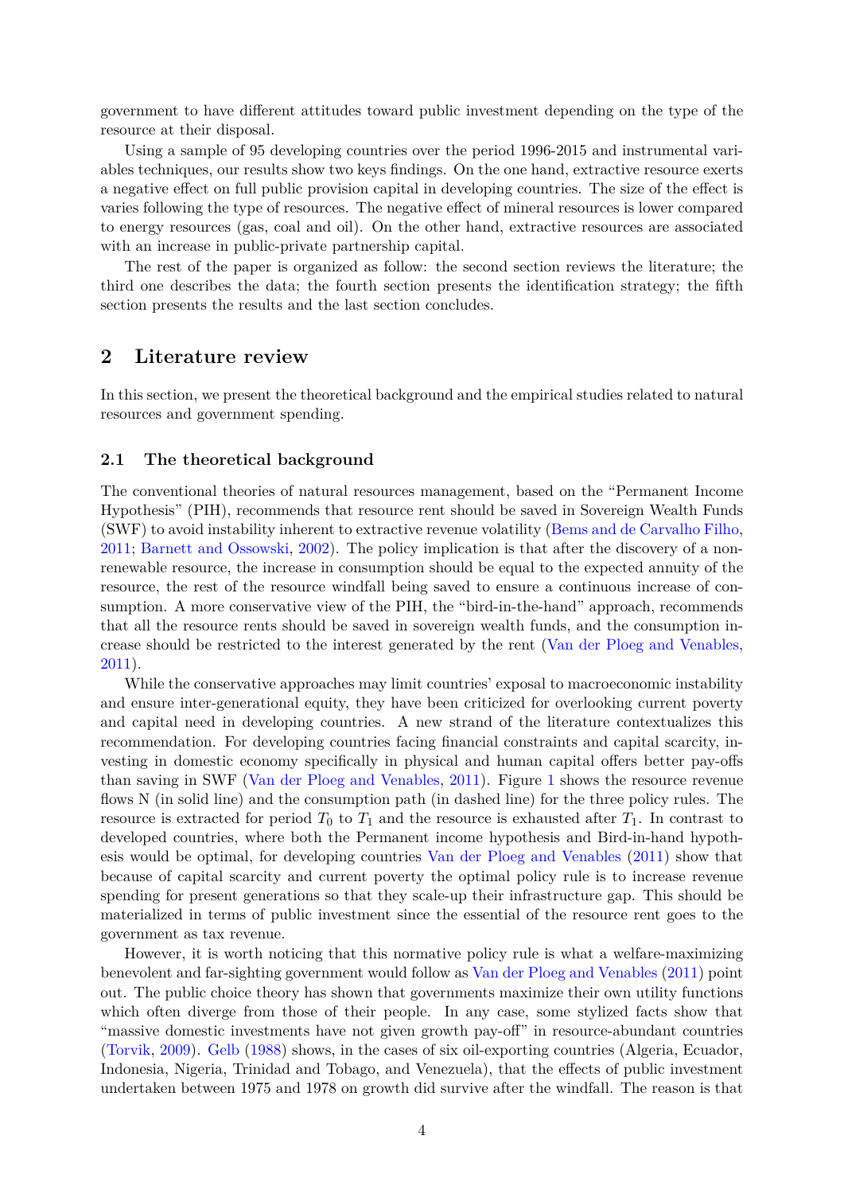government to have different attitudes toward public investment depending on the type of the resource at their disposal.

Using a sample of 95 developing countries over the period 1996-2015 and instrumental variables techniques, our results show two keys findings. On the one hand, extractive resource exerts a negative effect on full public provision capital in developing countries. The size of the effect is varies following the type of resources. The negative effect of mineral resources is lower compared to energy resources (gas, coal and oil). On the other hand, extractive resources are associated with an increase in public-private partnership capital.

The rest of the paper is organized as follow: the second section reviews the literature; the third one describes the data; the fourth section presents the identification strategy; the fifth section presents the results and the last section concludes.

## 2 Literature review

In this section, we present the theoretical background and the empirical studies related to natural resources and government spending.

### 2.1 The theoretical background

The conventional theories of natural resources management, based on the "Permanent Income Hypothesis" (PIH), recommends that resource rent should be saved in Sovereign Wealth Funds (SWF) to avoid instability inherent to extractive revenue volatility (Bems and de Carvalho Filho, 2011; Barnett and Ossowski, 2002). The policy implication is that after the discovery of a non-renewable resource, the increase in consumption should be equal to the expected annuity of the resource, the rest of the resource windfall being saved to ensure a continuous increase of consumption. A more conservative view of the PIH, the "bird-in-the-hand" approach, recommends that all the resource rents should be saved in sovereign wealth funds, and the consumption increase should be restricted to the interest generated by the rent (Van der Ploeg and Venables, 2011).

While the conservative approaches may limit countries' exposal to macroeconomic instability and ensure inter-generational equity, they have been criticized for overlooking current poverty and capital need in developing countries. A new strand of the literature contextualizes this recommendation. For developing countries facing financial constraints and capital scarcity, investing in domestic economy specifically in physical and human capital offers better pay-offs than saving in SWF (Van der Ploeg and Venables, 2011). Figure 1 shows the resource revenue flows N (in solid line) and the consumption path (in dashed line) for the three policy rules. The resource is extracted for period $T_0$ to $T_1$ and the resource is exhausted after $T_1$. In contrast to developed countries, where both the Permanent income hypothesis and Bird-in-hand hypothesis would be optimal, for developing countries Van der Ploeg and Venables (2011) show that because of capital scarcity and current poverty the optimal policy rule is to increase revenue spending for present generations so that they scale-up their infrastructure gap. This should be materialized in terms of public investment since the essential of the resource rent goes to the government as tax revenue.

However, it is worth noticing that this normative policy rule is what a welfare-maximizing benevolent and far-sighting government would follow as Van der Ploeg and Venables (2011) point out. The public choice theory has shown that governments maximize their own utility functions which often diverge from those of their people. In any case, some stylized facts show that "massive domestic investments have not given growth pay-off" in resource-abundant countries (Torvik, 2009). Gelb (1988) shows, in the cases of six oil-exporting countries (Algeria, Ecuador, Indonesia, Nigeria, Trinidad and Tobago, and Venezuela), that the effects of public investment undertaken between 1975 and 1978 on growth did survive after the windfall. The reason is that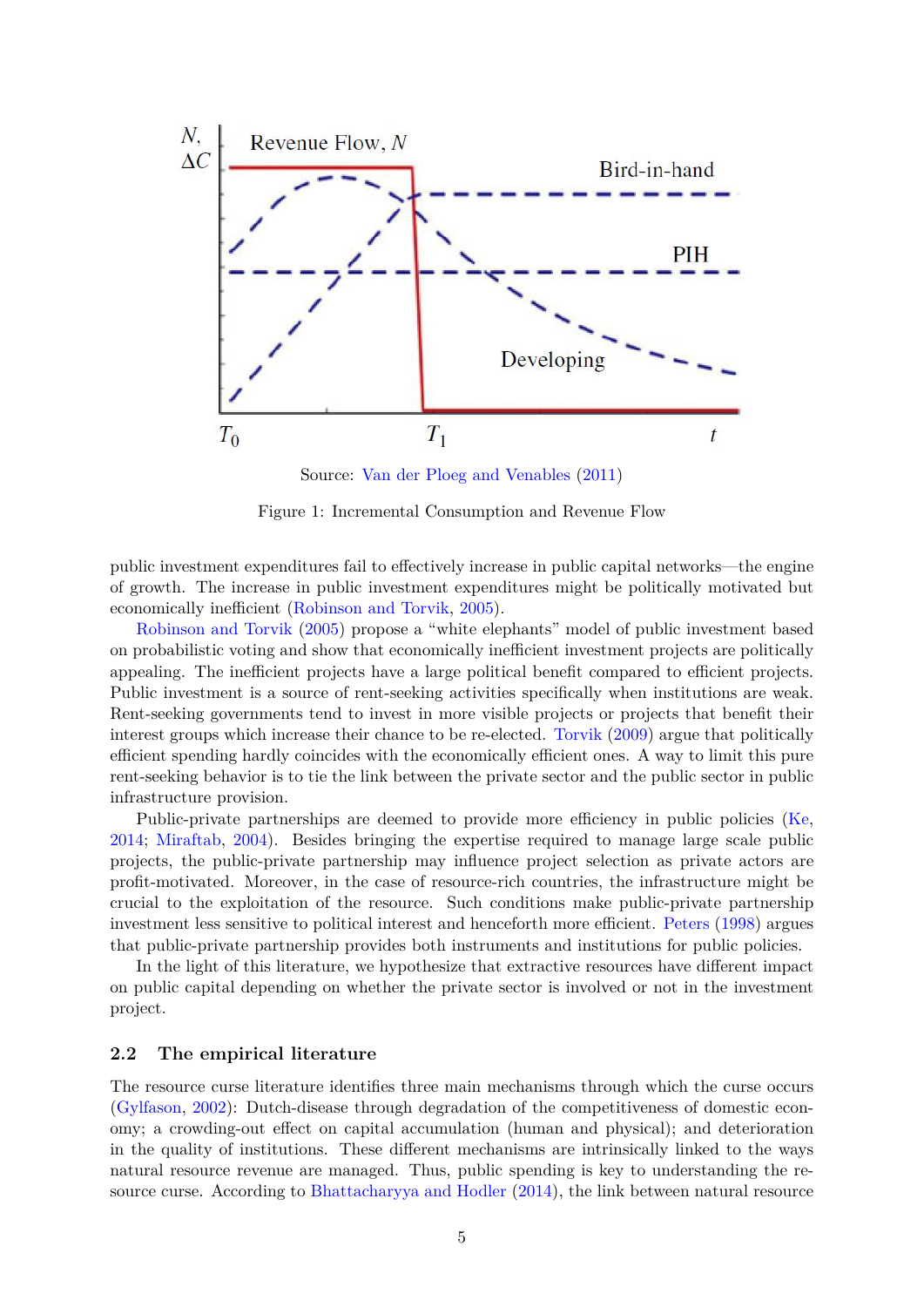Source: Van der Ploeg and Venables (2011)

Figure 1: Incremental Consumption and Revenue Flow

public investment expenditures fail to effectively increase in public capital networks—the engine of growth. The increase in public investment expenditures might be politically motivated but economically inefficient (Robinson and Torvik, 2005).

Robinson and Torvik (2005) propose a "white elephants" model of public investment based on probabilistic voting and show that economically inefficient investment projects are politically appealing. The inefficient projects have a large political benefit compared to efficient projects. Public investment is a source of rent-seeking activities specifically when institutions are weak. Rent-seeking governments tend to invest in more visible projects or projects that benefit their interest groups which increase their chance to be re-elected. Torvik (2009) argue that politically efficient spending hardly coincides with the economically efficient ones. A way to limit this pure rent-seeking behavior is to tie the link between the private sector and the public sector in public infrastructure provision.

Public-private partnerships are deemed to provide more efficiency in public policies (Ke, 2014; Miraftab, 2004). Besides bringing the expertise required to manage large scale public projects, the public-private partnership may influence project selection as private actors are profit-motivated. Moreover, in the case of resource-rich countries, the infrastructure might be crucial to the exploitation of the resource. Such conditions make public-private partnership investment less sensitive to political interest and henceforth more efficient. Peters (1998) argues that public-private partnership provides both instruments and institutions for public policies.

In the light of this literature, we hypothesize that extractive resources have different impact on public capital depending on whether the private sector is involved or not in the investment project.

## 2.2 The empirical literature

The resource curse literature identifies three main mechanisms through which the curse occurs (Gylfason, 2002): Dutch-disease through degradation of the competitiveness of domestic economy; a crowding-out effect on capital accumulation (human and physical); and deterioration in the quality of institutions. These different mechanisms are intrinsically linked to the ways natural resource revenue are managed. Thus, public spending is key to understanding the resource curse. According to Bhattacharyya and Hodler (2014), the link between natural resource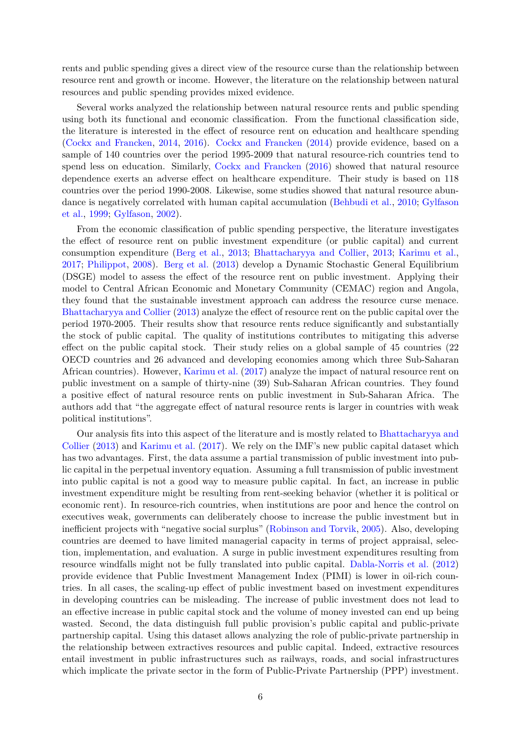rents and public spending gives a direct view of the resource curse than the relationship between resource rent and growth or income. However, the literature on the relationship between natural resources and public spending provides mixed evidence.

Several works analyzed the relationship between natural resource rents and public spending using both its functional and economic classification. From the functional classification side, the literature is interested in the effect of resource rent on education and healthcare spending (Cockx and Francken, 2014, 2016). Cockx and Francken (2014) provide evidence, based on a sample of 140 countries over the period 1995-2009 that natural resource-rich countries tend to spend less on education. Similarly, Cockx and Francken (2016) showed that natural resource dependence exerts an adverse effect on healthcare expenditure. Their study is based on 118 countries over the period 1990-2008. Likewise, some studies showed that natural resource abundance is negatively correlated with human capital accumulation (Behbudi et al., 2010; Gylfason et al., 1999; Gylfason, 2002).

From the economic classification of public spending perspective, the literature investigates the effect of resource rent on public investment expenditure (or public capital) and current consumption expenditure (Berg et al., 2013; Bhattacharyya and Collier, 2013; Karimu et al., 2017; Philippot, 2008). Berg et al. (2013) develop a Dynamic Stochastic General Equilibrium (DSGE) model to assess the effect of the resource rent on public investment. Applying their model to Central African Economic and Monetary Community (CEMAC) region and Angola, they found that the sustainable investment approach can address the resource curse menace. Bhattacharyya and Collier (2013) analyze the effect of resource rent on the public capital over the period 1970-2005. Their results show that resource rents reduce significantly and substantially the stock of public capital. The quality of institutions contributes to mitigating this adverse effect on the public capital stock. Their study relies on a global sample of 45 countries (22 OECD countries and 26 advanced and developing economies among which three Sub-Saharan African countries). However, Karimu et al. (2017) analyze the impact of natural resource rent on public investment on a sample of thirty-nine (39) Sub-Saharan African countries. They found a positive effect of natural resource rents on public investment in Sub-Saharan Africa. The authors add that "the aggregate effect of natural resource rents is larger in countries with weak political institutions".

Our analysis fits into this aspect of the literature and is mostly related to Bhattacharyya and Collier (2013) and Karimu et al. (2017). We rely on the IMF's new public capital dataset which has two advantages. First, the data assume a partial transmission of public investment into public capital in the perpetual inventory equation. Assuming a full transmission of public investment into public capital is not a good way to measure public capital. In fact, an increase in public investment expenditure might be resulting from rent-seeking behavior (whether it is political or economic rent). In resource-rich countries, when institutions are poor and hence the control on executives weak, governments can deliberately choose to increase the public investment but in inefficient projects with "negative social surplus" (Robinson and Torvik, 2005). Also, developing countries are deemed to have limited managerial capacity in terms of project appraisal, selection, implementation, and evaluation. A surge in public investment expenditures resulting from resource windfalls might not be fully translated into public capital. Dabla-Norris et al. (2012) provide evidence that Public Investment Management Index (PIMI) is lower in oil-rich countries. In all cases, the scaling-up effect of public investment based on investment expenditures in developing countries can be misleading. The increase of public investment does not lead to an effective increase in public capital stock and the volume of money invested can end up being wasted. Second, the data distinguish full public provision's public capital and public-private partnership capital. Using this dataset allows analyzing the role of public-private partnership in the relationship between extractives resources and public capital. Indeed, extractive resources entail investment in public infrastructures such as railways, roads, and social infrastructures which implicate the private sector in the form of Public-Private Partnership (PPP) investment.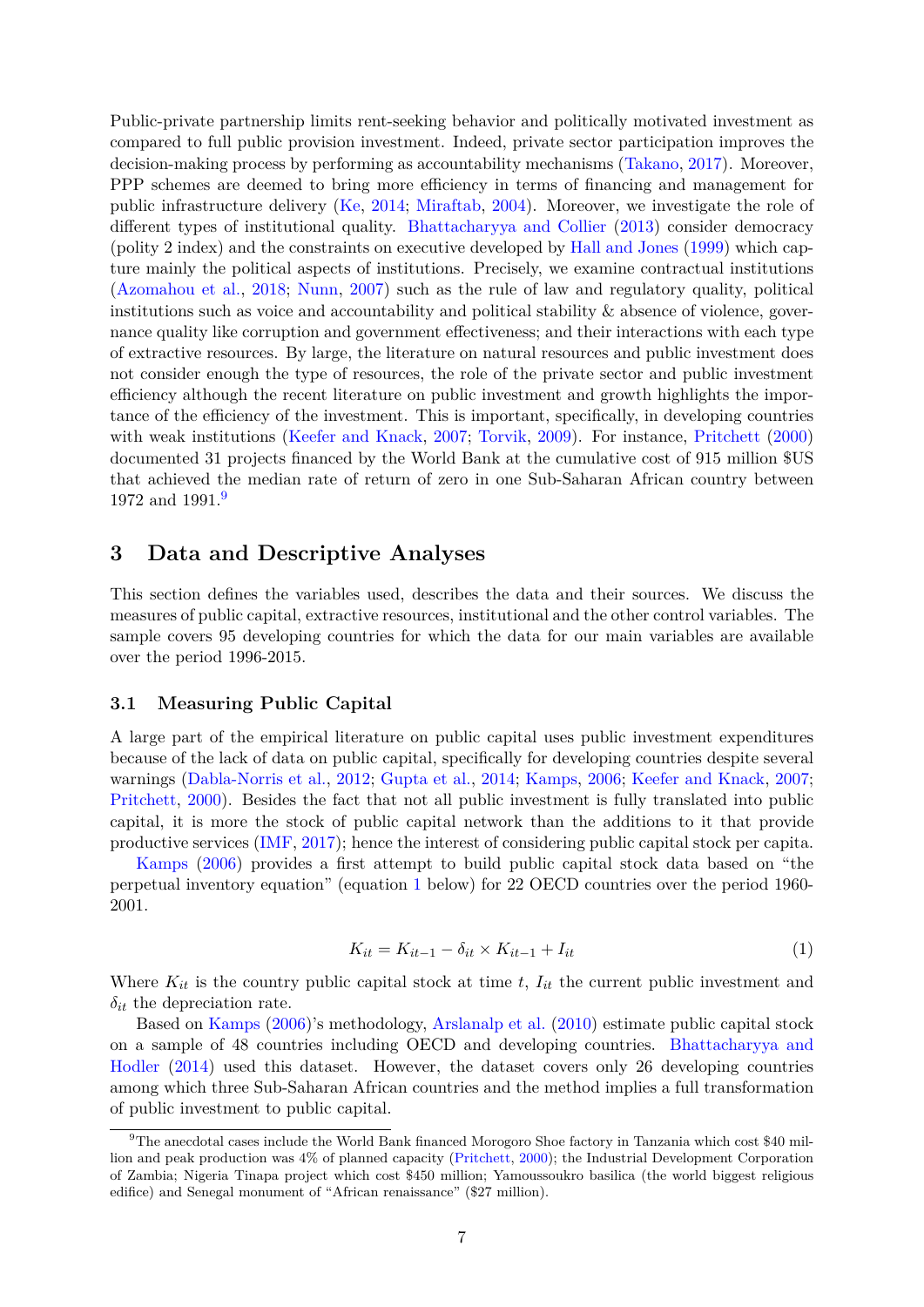Public-private partnership limits rent-seeking behavior and politically motivated investment as compared to full public provision investment. Indeed, private sector participation improves the decision-making process by performing as accountability mechanisms (Takano, 2017). Moreover, PPP schemes are deemed to bring more efficiency in terms of financing and management for public infrastructure delivery (Ke, 2014; Miraftab, 2004). Moreover, we investigate the role of different types of institutional quality. Bhattacharyya and Collier (2013) consider democracy (polity 2 index) and the constraints on executive developed by Hall and Jones (1999) which capture mainly the political aspects of institutions. Precisely, we examine contractual institutions (Azomahou et al., 2018; Nunn, 2007) such as the rule of law and regulatory quality, political institutions such as voice and accountability and political stability & absence of violence, governance quality like corruption and government effectiveness; and their interactions with each type of extractive resources. By large, the literature on natural resources and public investment does not consider enough the type of resources, the role of the private sector and public investment efficiency although the recent literature on public investment and growth highlights the importance of the efficiency of the investment. This is important, specifically, in developing countries with weak institutions (Keefer and Knack, 2007; Torvik, 2009). For instance, Pritchett (2000) documented 31 projects financed by the World Bank at the cumulative cost of 915 million $US that achieved the median rate of return of zero in one Sub-Saharan African country between 1972 and 1991.[9]

## 3 Data and Descriptive Analyses

This section defines the variables used, describes the data and their sources. We discuss the measures of public capital, extractive resources, institutional and the other control variables. The sample covers 95 developing countries for which the data for our main variables are available over the period 1996-2015.

### 3.1 Measuring Public Capital

A large part of the empirical literature on public capital uses public investment expenditures because of the lack of data on public capital, specifically for developing countries despite several warnings (Dabla-Norris et al., 2012; Gupta et al., 2014; Kamps, 2006; Keefer and Knack, 2007; Pritchett, 2000). Besides the fact that not all public investment is fully translated into public capital, it is more the stock of public capital network than the additions to it that provide productive services (IMF, 2017); hence the interest of considering public capital stock per capita.

Kamps (2006) provides a first attempt to build public capital stock data based on "the perpetual inventory equation" (equation 1 below) for 22 OECD countries over the period 1960-2001.

$$K_{it} = K_{it-1} - \delta_{it} \times K_{it-1} + I_{it} \tag{1}$$

Where $K_{it}$ is the country public capital stock at time $t$, $I_{it}$ the current public investment and $\delta_{it}$ the depreciation rate.

Based on Kamps (2006)'s methodology, Arslanalp et al. (2010) estimate public capital stock on a sample of 48 countries including OECD and developing countries. Bhattacharyya and Hodler (2014) used this dataset. However, the dataset covers only 26 developing countries among which three Sub-Saharan African countries and the method implies a full transformation of public investment to public capital.

[9] The anecdotal cases include the World Bank financed Morogoro Shoe factory in Tanzania which cost $40 million and peak production was 4% of planned capacity (Pritchett, 2000); the Industrial Development Corporation of Zambia; Nigeria Tinapa project which cost $450 million; Yamoussoukro basilica (the world biggest religious edifice) and Senegal monument of "African renaissance" ($27 million).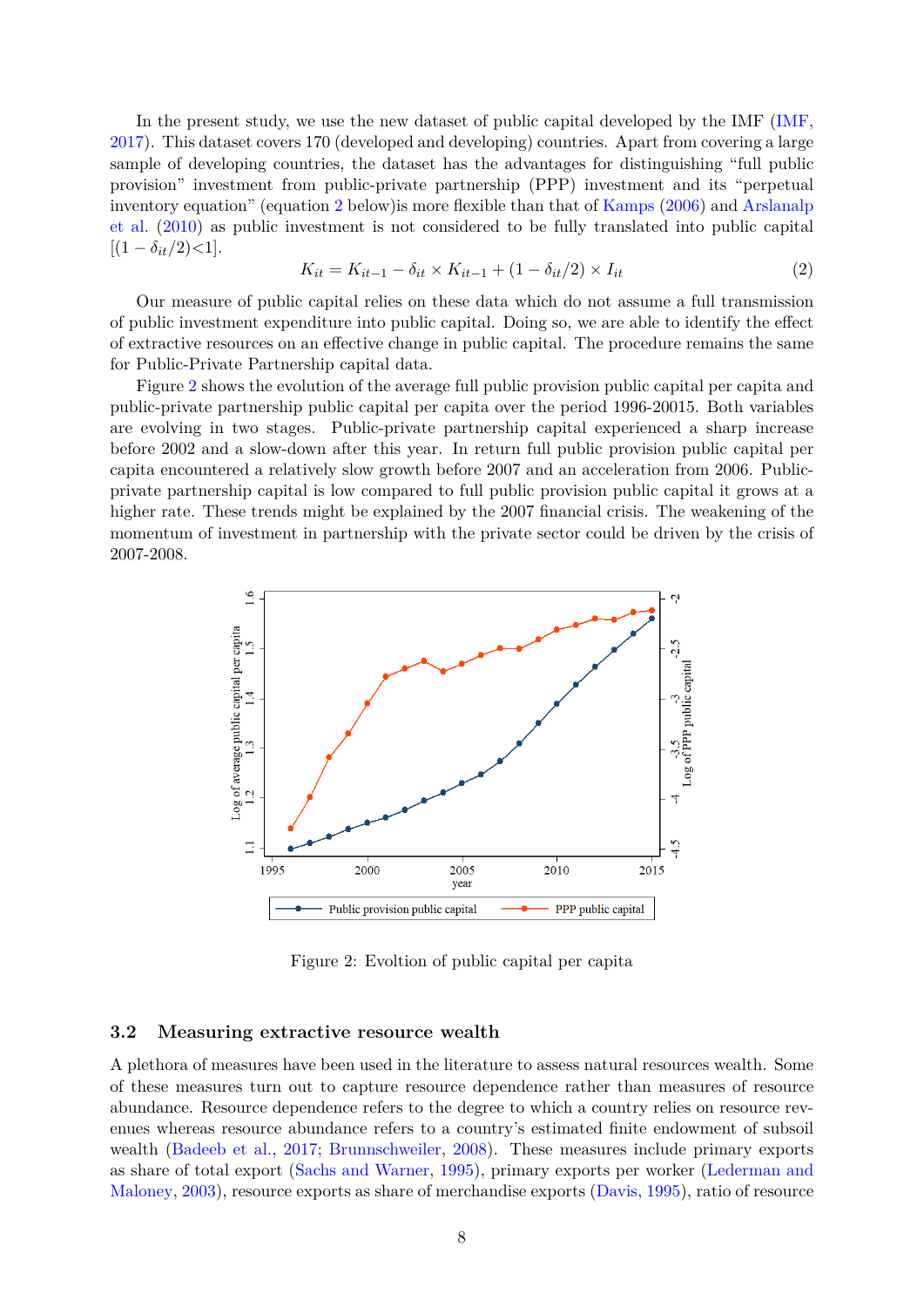In the present study, we use the new dataset of public capital developed by the IMF (IMF, 2017). This dataset covers 170 (developed and developing) countries. Apart from covering a large sample of developing countries, the dataset has the advantages for distinguishing "full public provision" investment from public-private partnership (PPP) investment and its "perpetual inventory equation" (equation 2 below)is more flexible than that of Kamps (2006) and Arslanalp et al. (2010) as public investment is not considered to be fully translated into public capital $[(1-\delta_{it}/2)<1]$.

$$K_{it} = K_{it-1} - \delta_{it} \times K_{it-1} + (1 - \delta_{it}/2) \times I_{it} \tag{2}$$

Our measure of public capital relies on these data which do not assume a full transmission of public investment expenditure into public capital. Doing so, we are able to identify the effect of extractive resources on an effective change in public capital. The procedure remains the same for Public-Private Partnership capital data.

Figure 2 shows the evolution of the average full public provision public capital per capita and public-private partnership public capital per capita over the period 1996-20015. Both variables are evolving in two stages. Public-private partnership capital experienced a sharp increase before 2002 and a slow-down after this year. In return full public provision public capital per capita encountered a relatively slow growth before 2007 and an acceleration from 2006. Public-private partnership capital is low compared to full public provision public capital it grows at a higher rate. These trends might be explained by the 2007 financial crisis. The weakening of the momentum of investment in partnership with the private sector could be driven by the crisis of 2007-2008.

Figure 2: Evoltion of public capital per capita

### 3.2 Measuring extractive resource wealth

A plethora of measures have been used in the literature to assess natural resources wealth. Some of these measures turn out to capture resource dependence rather than measures of resource abundance. Resource dependence refers to the degree to which a country relies on resource revenues whereas resource abundance refers to a country's estimated finite endowment of subsoil wealth (Badeeb et al., 2017; Brunnschweiler, 2008). These measures include primary exports as share of total export (Sachs and Warner, 1995), primary exports per worker (Lederman and Maloney, 2003), resource exports as share of merchandise exports (Davis, 1995), ratio of resource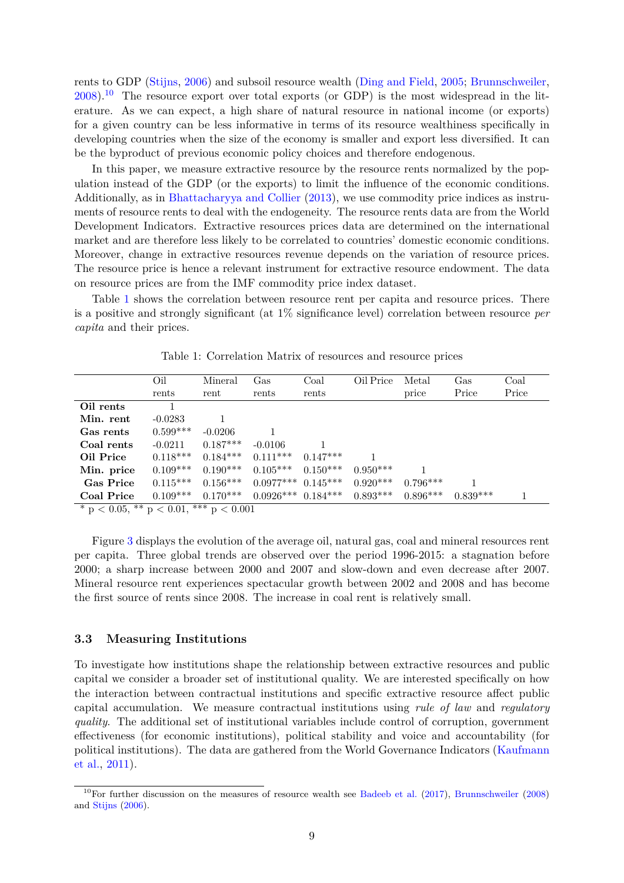rents to GDP (Stijns, 2006) and subsoil resource wealth (Ding and Field, 2005; Brunnschweiler, 2008).[10] The resource export over total exports (or GDP) is the most widespread in the literature. As we can expect, a high share of natural resource in national income (or exports) for a given country can be less informative in terms of its resource wealthiness specifically in developing countries when the size of the economy is smaller and export less diversified. It can be the byproduct of previous economic policy choices and therefore endogenous.

In this paper, we measure extractive resource by the resource rents normalized by the population instead of the GDP (or the exports) to limit the influence of the economic conditions. Additionally, as in Bhattacharyya and Collier (2013), we use commodity price indices as instruments of resource rents to deal with the endogeneity. The resource rents data are from the World Development Indicators. Extractive resources prices data are determined on the international market and are therefore less likely to be correlated to countries' domestic economic conditions. Moreover, change in extractive resources revenue depends on the variation of resource prices. The resource price is hence a relevant instrument for extractive resource endowment. The data on resource prices are from the IMF commodity price index dataset.

Table 1 shows the correlation between resource rent per capita and resource prices. There is a positive and strongly significant (at 1% significance level) correlation between resource *per capita* and their prices.

Table 1: Correlation Matrix of resources and resource prices

| | Oil rents | Mineral rent | Gas rents | Coal rents | Oil Price | Metal price | Gas Price | Coal Price |
|---|---|---|---|---|---|---|---|---|
| **Oil rents** | 1 | | | | | | | |
| **Min. rent** | -0.0283 | 1 | | | | | | |
| **Gas rents** | 0.599*** | -0.0206 | 1 | | | | | |
| **Coal rents** | -0.0211 | 0.187*** | -0.0106 | 1 | | | | |
| **Oil Price** | 0.118*** | 0.184*** | 0.111*** | 0.147*** | 1 | | | |
| **Min. price** | 0.109*** | 0.190*** | 0.105*** | 0.150*** | 0.950*** | 1 | | |
| **Gas Price** | 0.115*** | 0.156*** | 0.0977*** | 0.145*** | 0.920*** | 0.796*** | 1 | |
| **Coal Price** | 0.109*** | 0.170*** | 0.0926*** | 0.184*** | 0.893*** | 0.896*** | 0.839*** | 1 |

\* $p < 0.05$, ** $p < 0.01$, *** $p < 0.001$

Figure 3 displays the evolution of the average oil, natural gas, coal and mineral resources rent per capita. Three global trends are observed over the period 1996-2015: a stagnation before 2000; a sharp increase between 2000 and 2007 and slow-down and even decrease after 2007. Mineral resource rent experiences spectacular growth between 2002 and 2008 and has become the first source of rents since 2008. The increase in coal rent is relatively small.

### 3.3 Measuring Institutions

To investigate how institutions shape the relationship between extractive resources and public capital we consider a broader set of institutional quality. We are interested specifically on how the interaction between contractual institutions and specific extractive resource affect public capital accumulation. We measure contractual institutions using *rule of law* and *regulatory quality*. The additional set of institutional variables include control of corruption, government effectiveness (for economic institutions), political stability and voice and accountability (for political institutions). The data are gathered from the World Governance Indicators (Kaufmann et al., 2011).

[10] For further discussion on the measures of resource wealth see Badeeb et al. (2017), Brunnschweiler (2008) and Stijns (2006).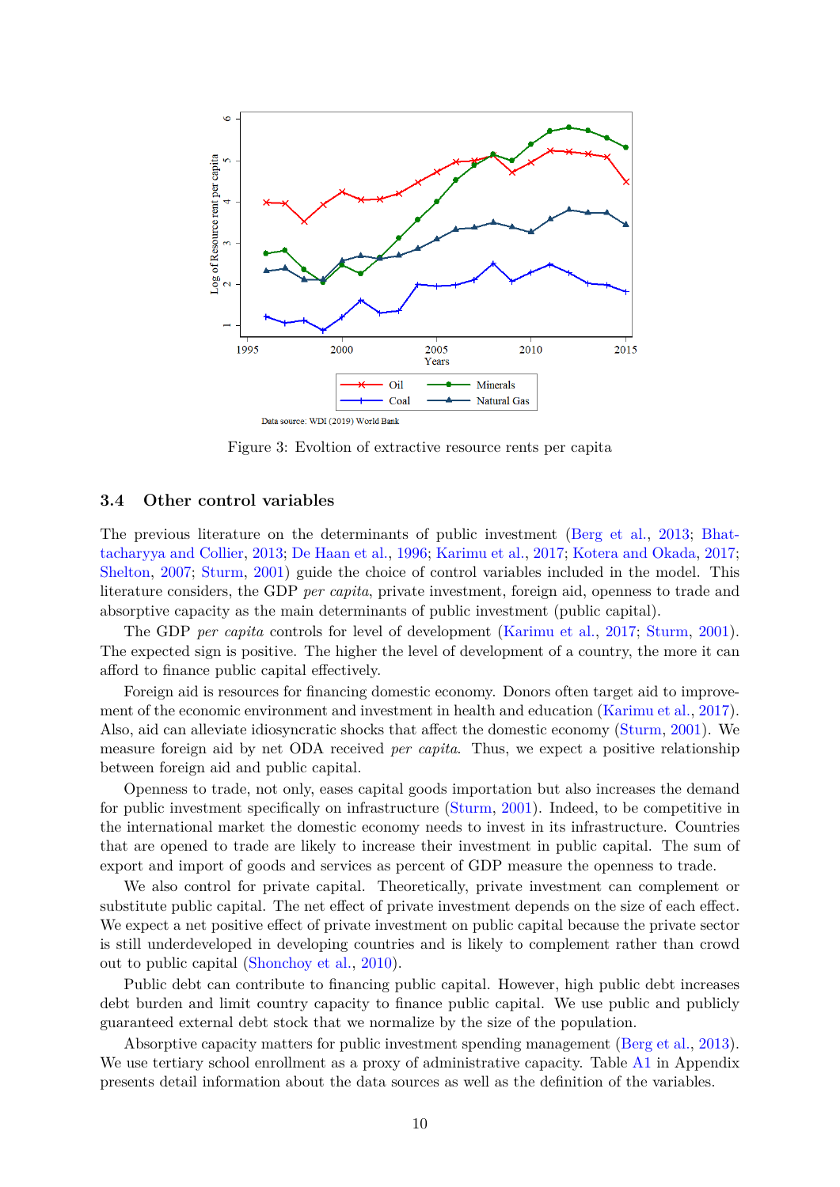Figure 3: Evoltion of extractive resource rents per capita

### 3.4 Other control variables

The previous literature on the determinants of public investment (Berg et al., 2013; Bhattacharyya and Collier, 2013; De Haan et al., 1996; Karimu et al., 2017; Kotera and Okada, 2017; Shelton, 2007; Sturm, 2001) guide the choice of control variables included in the model. This literature considers, the GDP *per capita*, private investment, foreign aid, openness to trade and absorptive capacity as the main determinants of public investment (public capital).

The GDP *per capita* controls for level of development (Karimu et al., 2017; Sturm, 2001). The expected sign is positive. The higher the level of development of a country, the more it can afford to finance public capital effectively.

Foreign aid is resources for financing domestic economy. Donors often target aid to improvement of the economic environment and investment in health and education (Karimu et al., 2017). Also, aid can alleviate idiosyncratic shocks that affect the domestic economy (Sturm, 2001). We measure foreign aid by net ODA received *per capita*. Thus, we expect a positive relationship between foreign aid and public capital.

Openness to trade, not only, eases capital goods importation but also increases the demand for public investment specifically on infrastructure (Sturm, 2001). Indeed, to be competitive in the international market the domestic economy needs to invest in its infrastructure. Countries that are opened to trade are likely to increase their investment in public capital. The sum of export and import of goods and services as percent of GDP measure the openness to trade.

We also control for private capital. Theoretically, private investment can complement or substitute public capital. The net effect of private investment depends on the size of each effect. We expect a net positive effect of private investment on public capital because the private sector is still underdeveloped in developing countries and is likely to complement rather than crowd out to public capital (Shonchoy et al., 2010).

Public debt can contribute to financing public capital. However, high public debt increases debt burden and limit country capacity to finance public capital. We use public and publicly guaranteed external debt stock that we normalize by the size of the population.

Absorptive capacity matters for public investment spending management (Berg et al., 2013). We use tertiary school enrollment as a proxy of administrative capacity. Table A1 in Appendix presents detail information about the data sources as well as the definition of the variables.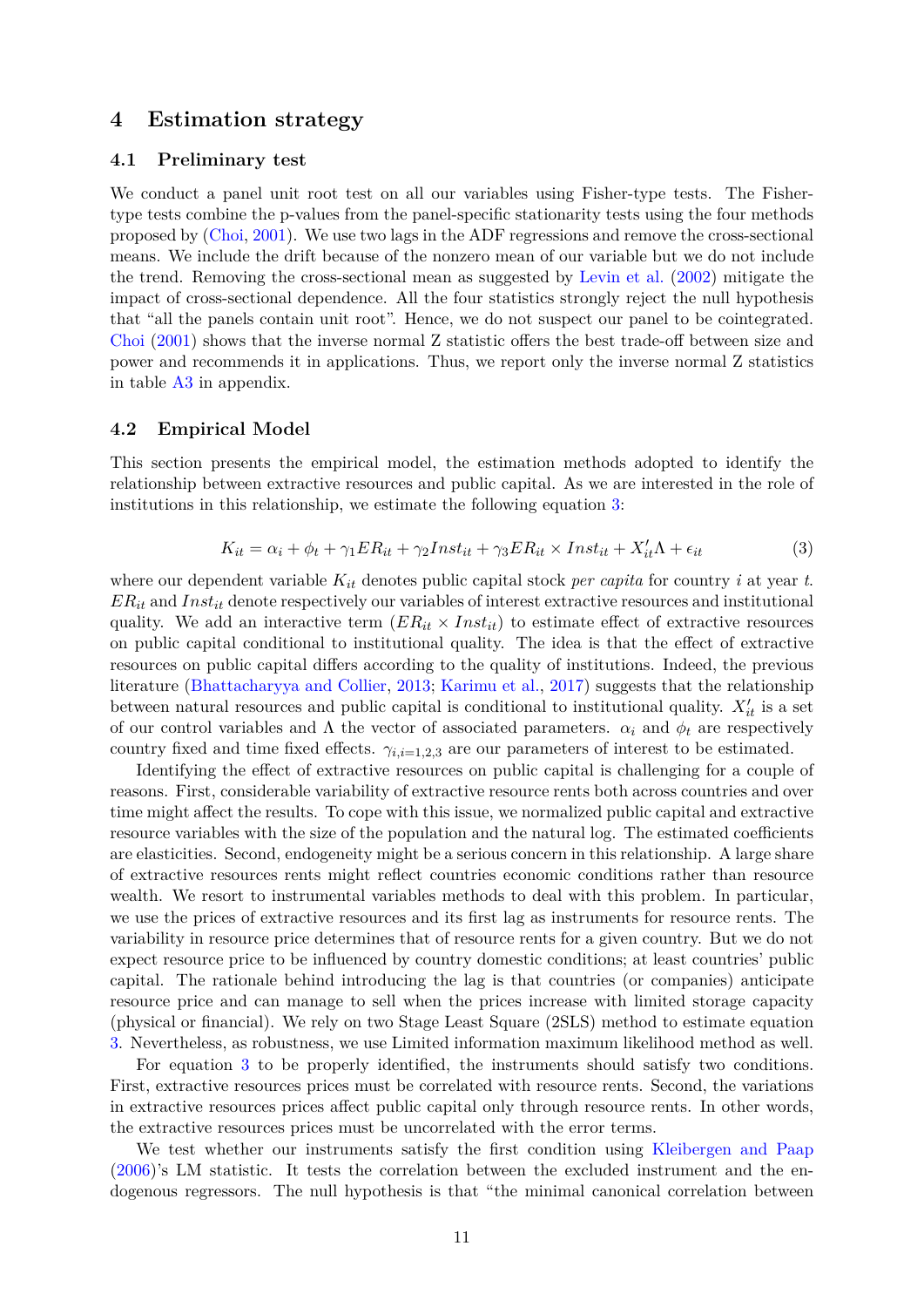## 4 Estimation strategy

### 4.1 Preliminary test

We conduct a panel unit root test on all our variables using Fisher-type tests. The Fisher-type tests combine the p-values from the panel-specific stationarity tests using the four methods proposed by (Choi, 2001). We use two lags in the ADF regressions and remove the cross-sectional means. We include the drift because of the nonzero mean of our variable but we do not include the trend. Removing the cross-sectional mean as suggested by Levin et al. (2002) mitigate the impact of cross-sectional dependence. All the four statistics strongly reject the null hypothesis that "all the panels contain unit root". Hence, we do not suspect our panel to be cointegrated. Choi (2001) shows that the inverse normal Z statistic offers the best trade-off between size and power and recommends it in applications. Thus, we report only the inverse normal Z statistics in table A3 in appendix.

### 4.2 Empirical Model

This section presents the empirical model, the estimation methods adopted to identify the relationship between extractive resources and public capital. As we are interested in the role of institutions in this relationship, we estimate the following equation 3:

$$K_{it} = \alpha_i + \phi_t + \gamma_1 ER_{it} + \gamma_2 Inst_{it} + \gamma_3 ER_{it} \times Inst_{it} + X'_{it}\Lambda + \epsilon_{it} \tag{3}$$

where our dependent variable $K_{it}$ denotes public capital stock *per capita* for country $i$ at year $t$. $ER_{it}$ and $Inst_{it}$ denote respectively our variables of interest extractive resources and institutional quality. We add an interactive term ($ER_{it} \times Inst_{it}$) to estimate effect of extractive resources on public capital conditional to institutional quality. The idea is that the effect of extractive resources on public capital differs according to the quality of institutions. Indeed, the previous literature (Bhattacharyya and Collier, 2013; Karimu et al., 2017) suggests that the relationship between natural resources and public capital is conditional to institutional quality. $X'_{it}$ is a set of our control variables and $\Lambda$ the vector of associated parameters. $\alpha_i$ and $\phi_t$ are respectively country fixed and time fixed effects. $\gamma_{i,i=1,2,3}$ are our parameters of interest to be estimated.

Identifying the effect of extractive resources on public capital is challenging for a couple of reasons. First, considerable variability of extractive resource rents both across countries and over time might affect the results. To cope with this issue, we normalized public capital and extractive resource variables with the size of the population and the natural log. The estimated coefficients are elasticities. Second, endogeneity might be a serious concern in this relationship. A large share of extractive resources rents might reflect countries economic conditions rather than resource wealth. We resort to instrumental variables methods to deal with this problem. In particular, we use the prices of extractive resources and its first lag as instruments for resource rents. The variability in resource price determines that of resource rents for a given country. But we do not expect resource price to be influenced by country domestic conditions; at least countries' public capital. The rationale behind introducing the lag is that countries (or companies) anticipate resource price and can manage to sell when the prices increase with limited storage capacity (physical or financial). We rely on two Stage Least Square (2SLS) method to estimate equation 3. Nevertheless, as robustness, we use Limited information maximum likelihood method as well.

For equation 3 to be properly identified, the instruments should satisfy two conditions. First, extractive resources prices must be correlated with resource rents. Second, the variations in extractive resources prices affect public capital only through resource rents. In other words, the extractive resources prices must be uncorrelated with the error terms.

We test whether our instruments satisfy the first condition using Kleibergen and Paap (2006)'s LM statistic. It tests the correlation between the excluded instrument and the endogenous regressors. The null hypothesis is that "the minimal canonical correlation between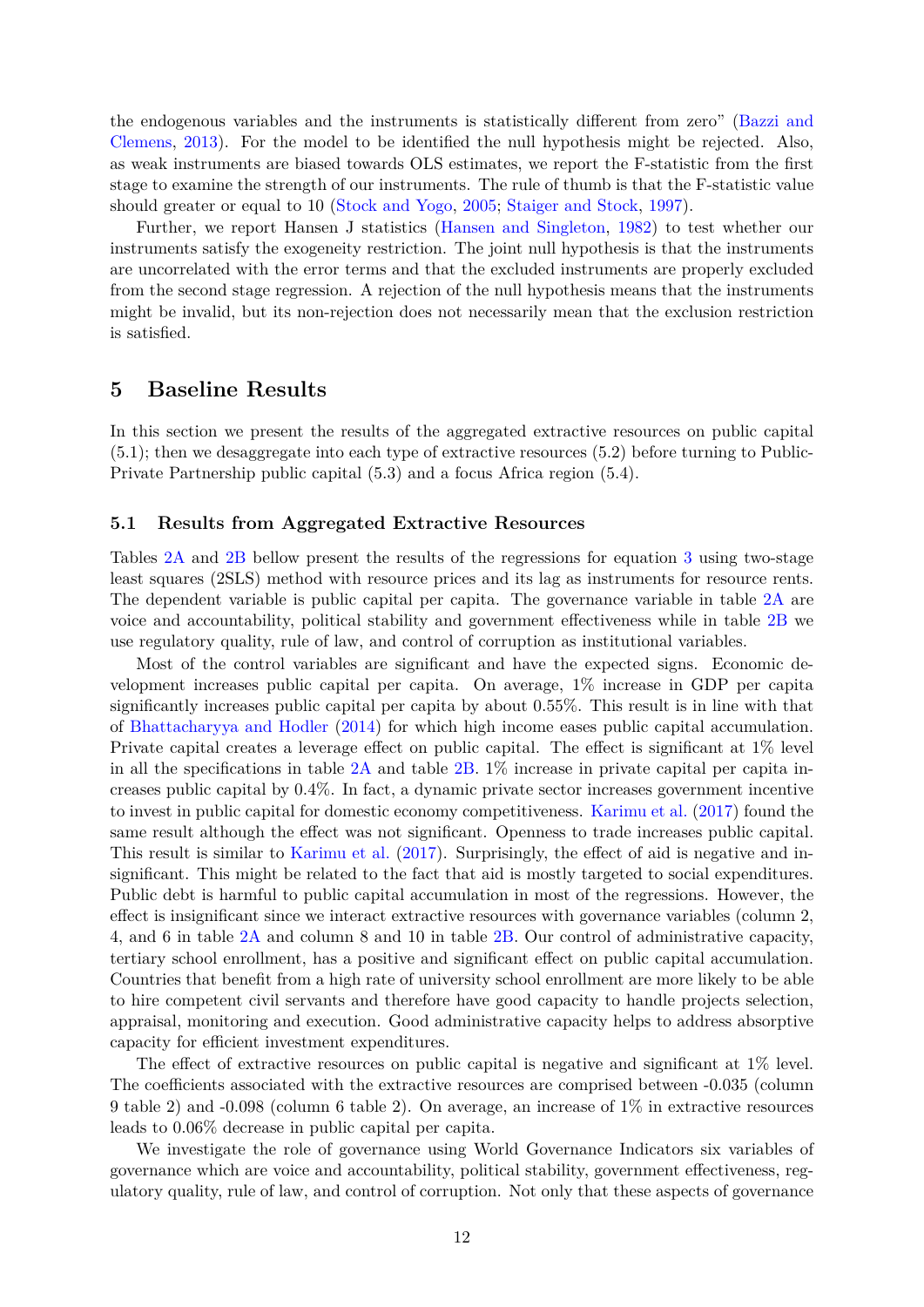the endogenous variables and the instruments is statistically different from zero" (Bazzi and Clemens, 2013). For the model to be identified the null hypothesis might be rejected. Also, as weak instruments are biased towards OLS estimates, we report the F-statistic from the first stage to examine the strength of our instruments. The rule of thumb is that the F-statistic value should greater or equal to 10 (Stock and Yogo, 2005; Staiger and Stock, 1997).

Further, we report Hansen J statistics (Hansen and Singleton, 1982) to test whether our instruments satisfy the exogeneity restriction. The joint null hypothesis is that the instruments are uncorrelated with the error terms and that the excluded instruments are properly excluded from the second stage regression. A rejection of the null hypothesis means that the instruments might be invalid, but its non-rejection does not necessarily mean that the exclusion restriction is satisfied.

# 5 Baseline Results

In this section we present the results of the aggregated extractive resources on public capital (5.1); then we desaggregate into each type of extractive resources (5.2) before turning to Public-Private Partnership public capital (5.3) and a focus Africa region (5.4).

## 5.1 Results from Aggregated Extractive Resources

Tables 2A and 2B bellow present the results of the regressions for equation 3 using two-stage least squares (2SLS) method with resource prices and its lag as instruments for resource rents. The dependent variable is public capital per capita. The governance variable in table 2A are voice and accountability, political stability and government effectiveness while in table 2B we use regulatory quality, rule of law, and control of corruption as institutional variables.

Most of the control variables are significant and have the expected signs. Economic development increases public capital per capita. On average, 1% increase in GDP per capita significantly increases public capital per capita by about 0.55%. This result is in line with that of Bhattacharyya and Hodler (2014) for which high income eases public capital accumulation. Private capital creates a leverage effect on public capital. The effect is significant at 1% level in all the specifications in table 2A and table 2B. 1% increase in private capital per capita increases public capital by 0.4%. In fact, a dynamic private sector increases government incentive to invest in public capital for domestic economy competitiveness. Karimu et al. (2017) found the same result although the effect was not significant. Openness to trade increases public capital. This result is similar to Karimu et al. (2017). Surprisingly, the effect of aid is negative and insignificant. This might be related to the fact that aid is mostly targeted to social expenditures. Public debt is harmful to public capital accumulation in most of the regressions. However, the effect is insignificant since we interact extractive resources with governance variables (column 2, 4, and 6 in table 2A and column 8 and 10 in table 2B. Our control of administrative capacity, tertiary school enrollment, has a positive and significant effect on public capital accumulation. Countries that benefit from a high rate of university school enrollment are more likely to be able to hire competent civil servants and therefore have good capacity to handle projects selection, appraisal, monitoring and execution. Good administrative capacity helps to address absorptive capacity for efficient investment expenditures.

The effect of extractive resources on public capital is negative and significant at 1% level. The coefficients associated with the extractive resources are comprised between -0.035 (column 9 table 2) and -0.098 (column 6 table 2). On average, an increase of 1% in extractive resources leads to 0.06% decrease in public capital per capita.

We investigate the role of governance using World Governance Indicators six variables of governance which are voice and accountability, political stability, government effectiveness, regulatory quality, rule of law, and control of corruption. Not only that these aspects of governance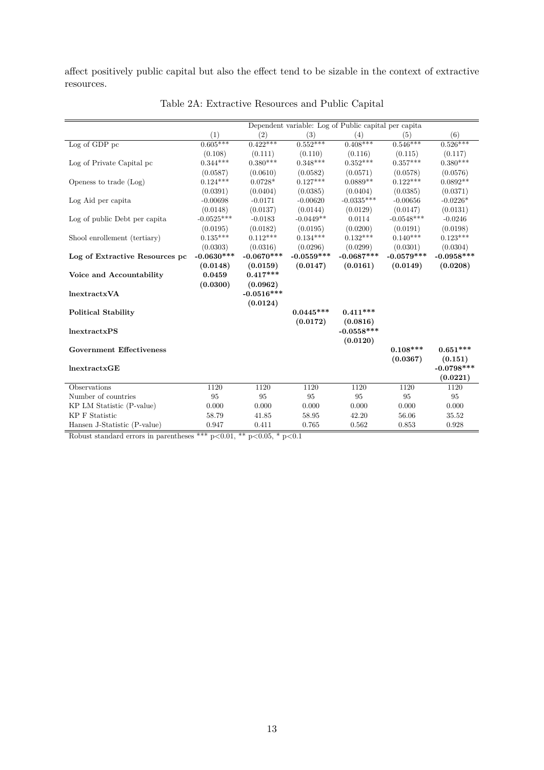affect positively public capital but also the effect tend to be sizable in the context of extractive resources.

Table 2A: Extractive Resources and Public Capital

| | Dependent variable: Log of Public capital per capita | | | | | |
|---|---|---|---|---|---|---|
| | (1) | (2) | (3) | (4) | (5) | (6) |
| Log of GDP pc | 0.605*** | 0.422*** | 0.552*** | 0.408*** | 0.546*** | 0.526*** |
| | (0.108) | (0.111) | (0.110) | (0.116) | (0.115) | (0.117) |
| Log of Private Capital pc | 0.344*** | 0.380*** | 0.348*** | 0.352*** | 0.357*** | 0.380*** |
| | (0.0587) | (0.0610) | (0.0582) | (0.0571) | (0.0578) | (0.0576) |
| Openess to trade (Log) | 0.124*** | 0.0728* | 0.127*** | 0.0889** | 0.122*** | 0.0892** |
| | (0.0391) | (0.0404) | (0.0385) | (0.0404) | (0.0385) | (0.0371) |
| Log Aid per capita | -0.00698 | -0.0171 | -0.00620 | -0.0335*** | -0.00656 | -0.0226* |
| | (0.0148) | (0.0137) | (0.0144) | (0.0129) | (0.0147) | (0.0131) |
| Log of public Debt per capita | -0.0525*** | -0.0183 | -0.0449** | 0.0114 | -0.0548*** | -0.0246 |
| | (0.0195) | (0.0182) | (0.0195) | (0.0200) | (0.0191) | (0.0198) |
| Shool enrollement (tertiary) | 0.135*** | 0.112*** | 0.134*** | 0.132*** | 0.140*** | 0.123*** |
| | (0.0303) | (0.0316) | (0.0296) | (0.0299) | (0.0301) | (0.0304) |
| **Log of Extractive Resources pc** | **-0.0630*** ** | **-0.0670*** ** | **-0.0559*** ** | **-0.0687*** ** | **-0.0579*** ** | **-0.0958*** ** |
| | **(0.0148)** | **(0.0159)** | **(0.0147)** | **(0.0161)** | **(0.0149)** | **(0.0208)** |
| **Voice and Accountability** | **0.0459** | **0.417*** ** | | | | |
| | **(0.0300)** | **(0.0962)** | | | | |
| **lnextractxVA** | | **-0.0516*** ** | | | | |
| | | **(0.0124)** | | | | |
| **Political Stability** | | | **0.0445*** ** | **0.411*** ** | | |
| | | | **(0.0172)** | **(0.0816)** | | |
| **lnextractxPS** | | | | **-0.0558*** ** | | |
| | | | | **(0.0120)** | | |
| **Government Effectiveness** | | | | | **0.108*** ** | **0.651*** ** |
| | | | | | **(0.0367)** | **(0.151)** |
| **lnextractxGE** | | | | | | **-0.0798*** ** |
| | | | | | | **(0.0221)** |
| Observations | 1120 | 1120 | 1120 | 1120 | 1120 | 1120 |
| Number of countries | 95 | 95 | 95 | 95 | 95 | 95 |
| KP LM Statistic (P-value) | 0.000 | 0.000 | 0.000 | 0.000 | 0.000 | 0.000 |
| KP F Statistic | 58.79 | 41.85 | 58.95 | 42.20 | 56.06 | 35.52 |
| Hansen J-Statistic (P-value) | 0.947 | 0.411 | 0.765 | 0.562 | 0.853 | 0.928 |

Robust standard errors in parentheses *** p<0.01, ** p<0.05, * p<0.1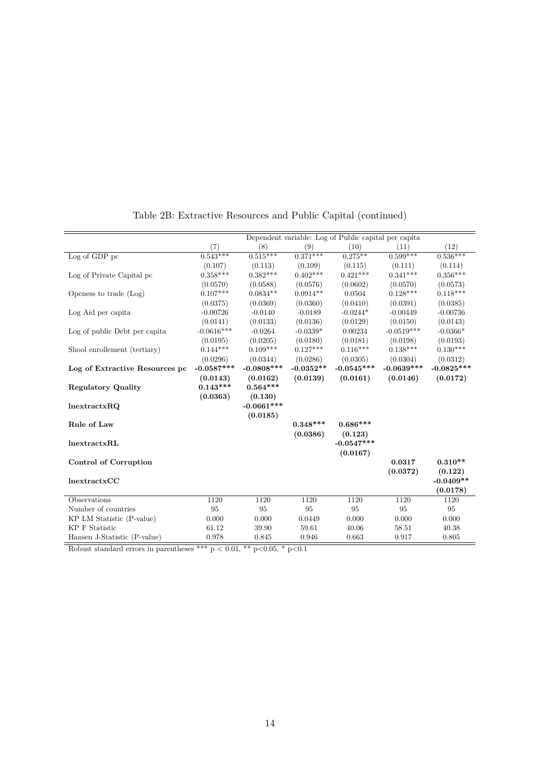Table 2B: Extractive Resources and Public Capital (continued)

| | Dependent variable: Log of Public capital per capita | | | | | |
|---|---|---|---|---|---|---|
| | (7) | (8) | (9) | (10) | (11) | (12) |
| Log of GDP pc | 0.543*** | 0.515*** | 0.371*** | 0.275** | 0.599*** | 0.536*** |
| | (0.107) | (0.113) | (0.109) | (0.115) | (0.111) | (0.114) |
| Log of Private Capital pc | 0.358*** | 0.382*** | 0.402*** | 0.421*** | 0.341*** | 0.356*** |
| | (0.0570) | (0.0588) | (0.0576) | (0.0602) | (0.0570) | (0.0573) |
| Openess to trade (Log) | 0.107*** | 0.0834** | 0.0914** | 0.0504 | 0.128*** | 0.118*** |
| | (0.0375) | (0.0369) | (0.0360) | (0.0410) | (0.0391) | (0.0385) |
| Log Aid per capita | -0.00726 | -0.0140 | -0.0189 | -0.0244* | -0.00449 | -0.00736 |
| | (0.0141) | (0.0133) | (0.0136) | (0.0129) | (0.0150) | (0.0143) |
| Log of public Debt per capita | -0.0616*** | -0.0264 | -0.0339* | 0.00234 | -0.0519*** | -0.0366* |
| | (0.0195) | (0.0205) | (0.0180) | (0.0181) | (0.0198) | (0.0193) |
| Shool enrollement (tertiary) | 0.144*** | 0.109*** | 0.127*** | 0.116*** | 0.138*** | 0.130*** |
| | (0.0296) | (0.0344) | (0.0286) | (0.0305) | (0.0304) | (0.0312) |
| **Log of Extractive Resources pc** | **-0.0587*** ** | **-0.0808*** ** | **-0.0352** ** | **-0.0545*** ** | **-0.0639*** ** | **-0.0825*** ** |
| | **(0.0143)** | **(0.0162)** | **(0.0139)** | **(0.0161)** | **(0.0146)** | **(0.0172)** |
| **Regulatory Quality** | **0.143*** ** | **0.564*** ** | | | | |
| | **(0.0363)** | **(0.130)** | | | | |
| **lnextractxRQ** | | **-0.0661*** ** | | | | |
| | | **(0.0185)** | | | | |
| **Rule of Law** | | | **0.348*** ** | **0.686*** ** | | |
| | | | **(0.0386)** | **(0.123)** | | |
| **lnextractxRL** | | | | **-0.0547*** ** | | |
| | | | | **(0.0167)** | | |
| **Control of Corruption** | | | | | **0.0317** | **0.310** ** |
| | | | | | **(0.0372)** | **(0.122)** |
| **lnextractxCC** | | | | | | **-0.0409** ** |
| | | | | | | **(0.0178)** |
| Observations | 1120 | 1120 | 1120 | 1120 | 1120 | 1120 |
| Number of countries | 95 | 95 | 95 | 95 | 95 | 95 |
| KP LM Statistic (P-value) | 0.000 | 0.000 | 0.0449 | 0.000 | 0.000 | 0.000 |
| KP F Statistic | 61.12 | 39.90 | 59.61 | 40.06 | 58.51 | 40.38 |
| Hansen J-Statistic (P-value) | 0.978 | 0.845 | 0.946 | 0.663 | 0.917 | 0.805 |

Robust standard errors in parentheses *** $p < 0.01$, ** $p<0.05$, * $p<0.1$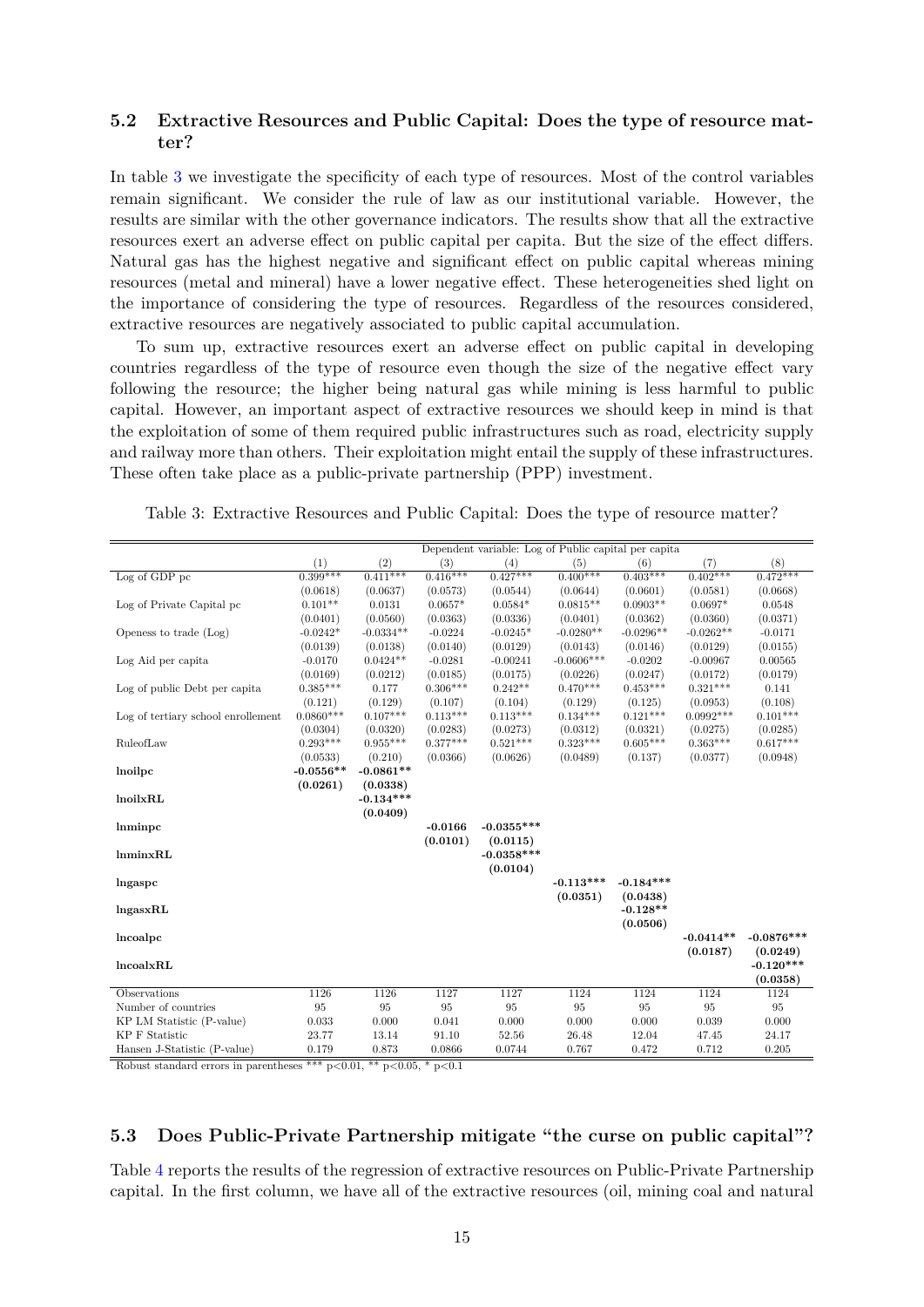## 5.2 Extractive Resources and Public Capital: Does the type of resource matter?

In table 3 we investigate the specificity of each type of resources. Most of the control variables remain significant. We consider the rule of law as our institutional variable. However, the results are similar with the other governance indicators. The results show that all the extractive resources exert an adverse effect on public capital per capita. But the size of the effect differs. Natural gas has the highest negative and significant effect on public capital whereas mining resources (metal and mineral) have a lower negative effect. These heterogeneities shed light on the importance of considering the type of resources. Regardless of the resources considered, extractive resources are negatively associated to public capital accumulation.

To sum up, extractive resources exert an adverse effect on public capital in developing countries regardless of the type of resource even though the size of the negative effect vary following the resource; the higher being natural gas while mining is less harmful to public capital. However, an important aspect of extractive resources we should keep in mind is that the exploitation of some of them required public infrastructures such as road, electricity supply and railway more than others. Their exploitation might entail the supply of these infrastructures. These often take place as a public-private partnership (PPP) investment.

Table 3: Extractive Resources and Public Capital: Does the type of resource matter?

| | Dependent variable: Log of Public capital per capita | | | | | | | |
|---|---|---|---|---|---|---|---|---|
| | (1) | (2) | (3) | (4) | (5) | (6) | (7) | (8) |
| Log of GDP pc | 0.399*** | 0.411*** | 0.416*** | 0.427*** | 0.400*** | 0.403*** | 0.402*** | 0.472*** |
| | (0.0618) | (0.0637) | (0.0573) | (0.0544) | (0.0644) | (0.0601) | (0.0581) | (0.0668) |
| Log of Private Capital pc | 0.101** | 0.0131 | 0.0657* | 0.0584* | 0.0815** | 0.0903** | 0.0697* | 0.0548 |
| | (0.0401) | (0.0560) | (0.0363) | (0.0336) | (0.0401) | (0.0362) | (0.0360) | (0.0371) |
| Openess to trade (Log) | -0.0242* | -0.0334** | -0.0224 | -0.0245* | -0.0280** | -0.0296** | -0.0262** | -0.0171 |
| | (0.0139) | (0.0138) | (0.0140) | (0.0129) | (0.0143) | (0.0146) | (0.0129) | (0.0155) |
| Log Aid per capita | -0.0170 | 0.0424** | -0.0281 | -0.00241 | -0.0606*** | -0.0202 | -0.00967 | 0.00565 |
| | (0.0169) | (0.0212) | (0.0185) | (0.0175) | (0.0226) | (0.0247) | (0.0172) | (0.0179) |
| Log of public Debt per capita | 0.385*** | 0.177 | 0.306*** | 0.242** | 0.470*** | 0.453*** | 0.321*** | 0.141 |
| | (0.121) | (0.129) | (0.107) | (0.104) | (0.129) | (0.125) | (0.0953) | (0.108) |
| Log of tertiary school enrollement | 0.0860*** | 0.107*** | 0.113*** | 0.113*** | 0.134*** | 0.121*** | 0.0992*** | 0.101*** |
| | (0.0304) | (0.0320) | (0.0283) | (0.0273) | (0.0312) | (0.0321) | (0.0275) | (0.0285) |
| RuleofLaw | 0.293*** | 0.955*** | 0.377*** | 0.521*** | 0.323*** | 0.605*** | 0.363*** | 0.617*** |
| | (0.0533) | (0.210) | (0.0366) | (0.0626) | (0.0489) | (0.137) | (0.0377) | (0.0948) |
| **lnoilpc** | **-0.0556**** | **-0.0861**** | | | | | | |
| | **(0.0261)** | **(0.0338)** | | | | | | |
| **lnoilxRL** | | **-0.134***** | | | | | | |
| | | **(0.0409)** | | | | | | |
| **lnminpc** | | | **-0.0166** | **-0.0355***** | | | | |
| | | | **(0.0101)** | **(0.0115)** | | | | |
| **lnminxRL** | | | | **-0.0358***** | | | | |
| | | | | **(0.0104)** | | | | |
| **lngaspc** | | | | | **-0.113***** | **-0.184***** | | |
| | | | | | **(0.0351)** | **(0.0438)** | | |
| **lngasxRL** | | | | | | **-0.128**** | | |
| | | | | | | **(0.0506)** | | |
| **lncoalpc** | | | | | | | **-0.0414**** | **-0.0876***** |
| | | | | | | | **(0.0187)** | **(0.0249)** |
| **lncoalxRL** | | | | | | | | **-0.120***** |
| | | | | | | | | **(0.0358)** |
| Observations | 1126 | 1126 | 1127 | 1127 | 1124 | 1124 | 1124 | 1124 |
| Number of countries | 95 | 95 | 95 | 95 | 95 | 95 | 95 | 95 |
| KP LM Statistic (P-value) | 0.033 | 0.000 | 0.041 | 0.000 | 0.000 | 0.000 | 0.039 | 0.000 |
| KP F Statistic | 23.77 | 13.14 | 91.10 | 52.56 | 26.48 | 12.04 | 47.45 | 24.17 |
| Hansen J-Statistic (P-value) | 0.179 | 0.873 | 0.0866 | 0.0744 | 0.767 | 0.472 | 0.712 | 0.205 |

Robust standard errors in parentheses *** $p<0.01$, ** $p<0.05$, * $p<0.1$

## 5.3 Does Public-Private Partnership mitigate "the curse on public capital"?

Table 4 reports the results of the regression of extractive resources on Public-Private Partnership capital. In the first column, we have all of the extractive resources (oil, mining coal and natural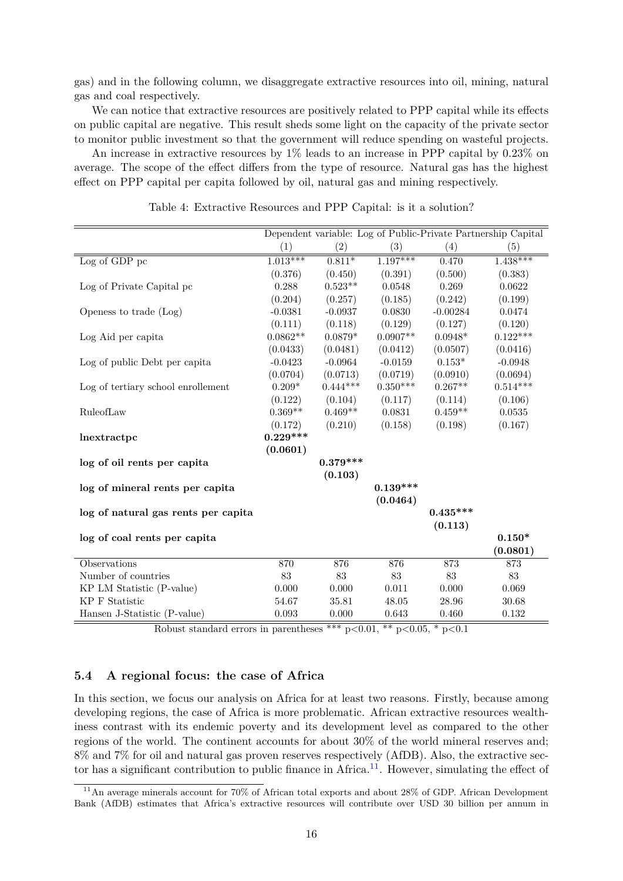gas) and in the following column, we disaggregate extractive resources into oil, mining, natural gas and coal respectively.

We can notice that extractive resources are positively related to PPP capital while its effects on public capital are negative. This result sheds some light on the capacity of the private sector to monitor public investment so that the government will reduce spending on wasteful projects.

An increase in extractive resources by 1% leads to an increase in PPP capital by 0.23% on average. The scope of the effect differs from the type of resource. Natural gas has the highest effect on PPP capital per capita followed by oil, natural gas and mining respectively.

Table 4: Extractive Resources and PPP Capital: is it a solution?

| | Dependent variable: Log of Public-Private Partnership Capital | | | | |
|---|---|---|---|---|---|
| | (1) | (2) | (3) | (4) | (5) |
| Log of GDP pc | 1.013*** | 0.811* | 1.197*** | 0.470 | 1.438*** |
| | (0.376) | (0.450) | (0.391) | (0.500) | (0.383) |
| Log of Private Capital pc | 0.288 | 0.523** | 0.0548 | 0.269 | 0.0622 |
| | (0.204) | (0.257) | (0.185) | (0.242) | (0.199) |
| Openess to trade (Log) | -0.0381 | -0.0937 | 0.0830 | -0.00284 | 0.0474 |
| | (0.111) | (0.118) | (0.129) | (0.127) | (0.120) |
| Log Aid per capita | 0.0862** | 0.0879* | 0.0907** | 0.0948* | 0.122*** |
| | (0.0433) | (0.0481) | (0.0412) | (0.0507) | (0.0416) |
| Log of public Debt per capita | -0.0423 | -0.0964 | -0.0159 | 0.153* | -0.0948 |
| | (0.0704) | (0.0713) | (0.0719) | (0.0910) | (0.0694) |
| Log of tertiary school enrollement | 0.209* | 0.444*** | 0.350*** | 0.267** | 0.514*** |
| | (0.122) | (0.104) | (0.117) | (0.114) | (0.106) |
| RuleofLaw | 0.369** | 0.469** | 0.0831 | 0.459** | 0.0535 |
| | (0.172) | (0.210) | (0.158) | (0.198) | (0.167) |
| **lnextractpc** | **0.229*** ** | | | | |
| | **(0.0601)** | | | | |
| **log of oil rents per capita** | | **0.379*** ** | | | |
| | | **(0.103)** | | | |
| **log of mineral rents per capita** | | | **0.139*** ** | | |
| | | | **(0.0464)** | | |
| **log of natural gas rents per capita** | | | | **0.435*** ** | |
| | | | | **(0.113)** | |
| **log of coal rents per capita** | | | | | **0.150*** |
| | | | | | **(0.0801)** |
| Observations | 870 | 876 | 876 | 873 | 873 |
| Number of countries | 83 | 83 | 83 | 83 | 83 |
| KP LM Statistic (P-value) | 0.000 | 0.000 | 0.011 | 0.000 | 0.069 |
| KP F Statistic | 54.67 | 35.81 | 48.05 | 28.96 | 30.68 |
| Hansen J-Statistic (P-value) | 0.093 | 0.000 | 0.643 | 0.460 | 0.132 |

Robust standard errors in parentheses *** p<0.01, ** p<0.05, * p<0.1

### 5.4 A regional focus: the case of Africa

In this section, we focus our analysis on Africa for at least two reasons. Firstly, because among developing regions, the case of Africa is more problematic. African extractive resources wealthiness contrast with its endemic poverty and its development level as compared to the other regions of the world. The continent accounts for about 30% of the world mineral reserves and; 8% and 7% for oil and natural gas proven reserves respectively (AfDB). Also, the extractive sector has a significant contribution to public finance in Africa.[11]. However, simulating the effect of

[11] An average minerals account for 70% of African total exports and about 28% of GDP. African Development Bank (AfDB) estimates that Africa's extractive resources will contribute over USD 30 billion per annum in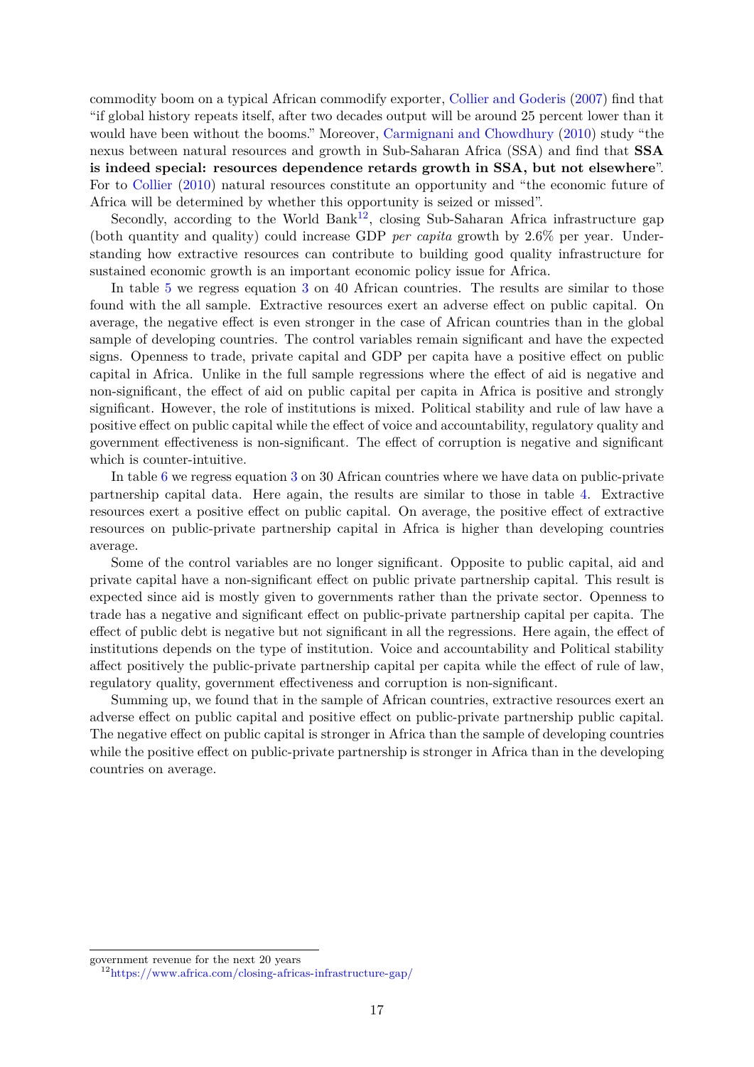commodity boom on a typical African commodify exporter, Collier and Goderis (2007) find that "if global history repeats itself, after two decades output will be around 25 percent lower than it would have been without the booms." Moreover, Carmignani and Chowdhury (2010) study "the nexus between natural resources and growth in Sub-Saharan Africa (SSA) and find that **SSA is indeed special: resources dependence retards growth in SSA, but not elsewhere**". For to Collier (2010) natural resources constitute an opportunity and "the economic future of Africa will be determined by whether this opportunity is seized or missed".

Secondly, according to the World Bank[12], closing Sub-Saharan Africa infrastructure gap (both quantity and quality) could increase GDP *per capita* growth by 2.6% per year. Understanding how extractive resources can contribute to building good quality infrastructure for sustained economic growth is an important economic policy issue for Africa.

In table 5 we regress equation 3 on 40 African countries. The results are similar to those found with the all sample. Extractive resources exert an adverse effect on public capital. On average, the negative effect is even stronger in the case of African countries than in the global sample of developing countries. The control variables remain significant and have the expected signs. Openness to trade, private capital and GDP per capita have a positive effect on public capital in Africa. Unlike in the full sample regressions where the effect of aid is negative and non-significant, the effect of aid on public capital per capita in Africa is positive and strongly significant. However, the role of institutions is mixed. Political stability and rule of law have a positive effect on public capital while the effect of voice and accountability, regulatory quality and government effectiveness is non-significant. The effect of corruption is negative and significant which is counter-intuitive.

In table 6 we regress equation 3 on 30 African countries where we have data on public-private partnership capital data. Here again, the results are similar to those in table 4. Extractive resources exert a positive effect on public capital. On average, the positive effect of extractive resources on public-private partnership capital in Africa is higher than developing countries average.

Some of the control variables are no longer significant. Opposite to public capital, aid and private capital have a non-significant effect on public private partnership capital. This result is expected since aid is mostly given to governments rather than the private sector. Openness to trade has a negative and significant effect on public-private partnership capital per capita. The effect of public debt is negative but not significant in all the regressions. Here again, the effect of institutions depends on the type of institution. Voice and accountability and Political stability affect positively the public-private partnership capital per capita while the effect of rule of law, regulatory quality, government effectiveness and corruption is non-significant.

Summing up, we found that in the sample of African countries, extractive resources exert an adverse effect on public capital and positive effect on public-private partnership public capital. The negative effect on public capital is stronger in Africa than the sample of developing countries while the positive effect on public-private partnership is stronger in Africa than in the developing countries on average.

---

government revenue for the next 20 years

[12] https://www.africa.com/closing-africas-infrastructure-gap/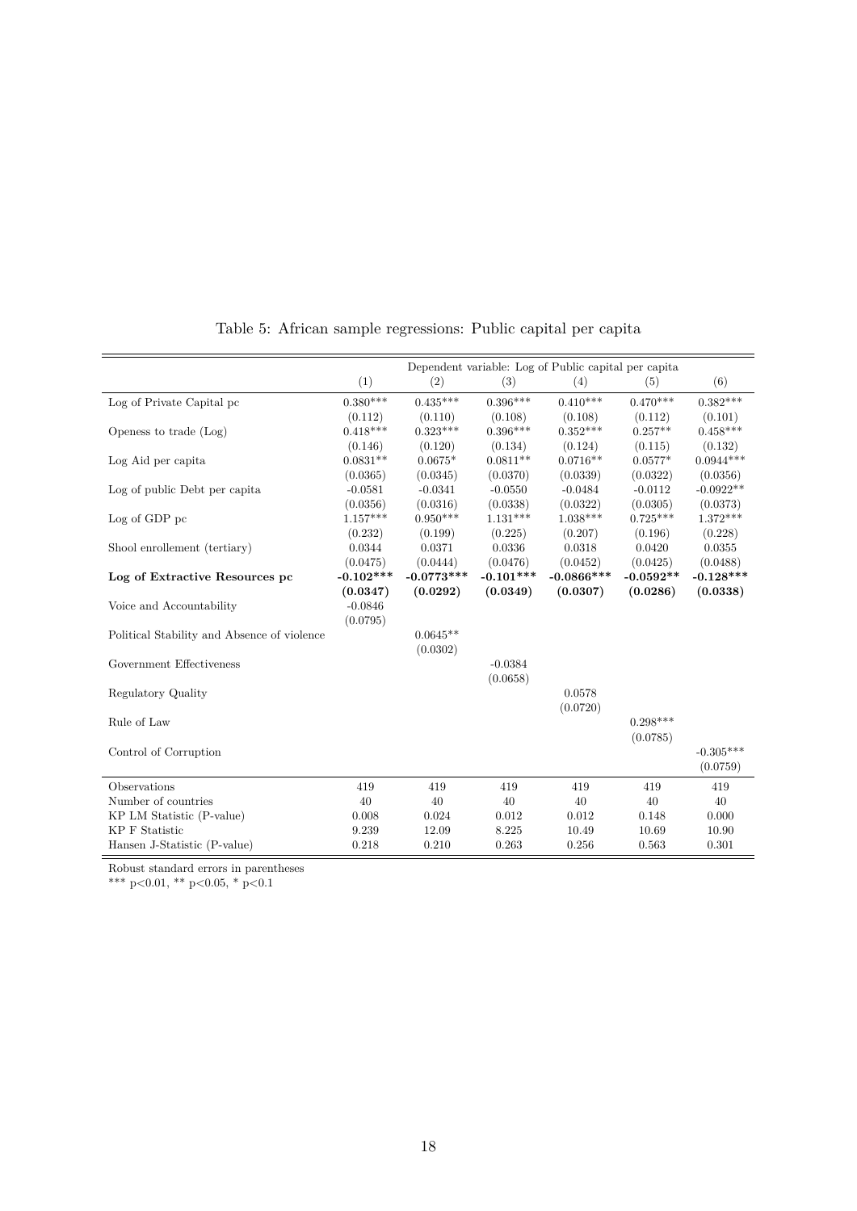Table 5: African sample regressions: Public capital per capita

| | Dependent variable: Log of Public capital per capita | | | | | |
|---|---|---|---|---|---|---|
| | (1) | (2) | (3) | (4) | (5) | (6) |
| Log of Private Capital pc | 0.380*** | 0.435*** | 0.396*** | 0.410*** | 0.470*** | 0.382*** |
| | (0.112) | (0.110) | (0.108) | (0.108) | (0.112) | (0.101) |
| Openess to trade (Log) | 0.418*** | 0.323*** | 0.396*** | 0.352*** | 0.257** | 0.458*** |
| | (0.146) | (0.120) | (0.134) | (0.124) | (0.115) | (0.132) |
| Log Aid per capita | 0.0831** | 0.0675* | 0.0811** | 0.0716** | 0.0577* | 0.0944*** |
| | (0.0365) | (0.0345) | (0.0370) | (0.0339) | (0.0322) | (0.0356) |
| Log of public Debt per capita | -0.0581 | -0.0341 | -0.0550 | -0.0484 | -0.0112 | -0.0922** |
| | (0.0356) | (0.0316) | (0.0338) | (0.0322) | (0.0305) | (0.0373) |
| Log of GDP pc | 1.157*** | 0.950*** | 1.131*** | 1.038*** | 0.725*** | 1.372*** |
| | (0.232) | (0.199) | (0.225) | (0.207) | (0.196) | (0.228) |
| Shool enrollement (tertiary) | 0.0344 | 0.0371 | 0.0336 | 0.0318 | 0.0420 | 0.0355 |
| | (0.0475) | (0.0444) | (0.0476) | (0.0452) | (0.0425) | (0.0488) |
| **Log of Extractive Resources pc** | **-0.102*****| **-0.0773***** | **-0.101***** | **-0.0866***** | **-0.0592**** | **-0.128***** |
| | **(0.0347)** | **(0.0292)** | **(0.0349)** | **(0.0307)** | **(0.0286)** | **(0.0338)** |
| Voice and Accountability | -0.0846 | | | | | |
| | (0.0795) | | | | | |
| Political Stability and Absence of violence | | 0.0645** | | | | |
| | | (0.0302) | | | | |
| Government Effectiveness | | | -0.0384 | | | |
| | | | (0.0658) | | | |
| Regulatory Quality | | | | 0.0578 | | |
| | | | | (0.0720) | | |
| Rule of Law | | | | | 0.298*** | |
| | | | | | (0.0785) | |
| Control of Corruption | | | | | | -0.305*** |
| | | | | | | (0.0759) |
| Observations | 419 | 419 | 419 | 419 | 419 | 419 |
| Number of countries | 40 | 40 | 40 | 40 | 40 | 40 |
| KP LM Statistic (P-value) | 0.008 | 0.024 | 0.012 | 0.012 | 0.148 | 0.000 |
| KP F Statistic | 9.239 | 12.09 | 8.225 | 10.49 | 10.69 | 10.90 |
| Hansen J-Statistic (P-value) | 0.218 | 0.210 | 0.263 | 0.256 | 0.563 | 0.301 |

Robust standard errors in parentheses
*** p<0.01, ** p<0.05, * p<0.1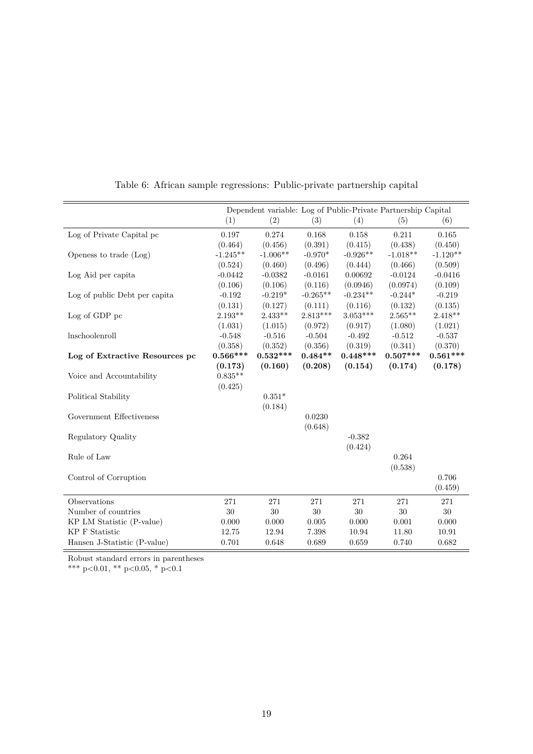Table 6: African sample regressions: Public-private partnership capital

| | Dependent variable: Log of Public-Private Partnership Capital | | | | | |
|---|---|---|---|---|---|---|
| | (1) | (2) | (3) | (4) | (5) | (6) |
| Log of Private Capital pc | 0.197 | 0.274 | 0.168 | 0.158 | 0.211 | 0.165 |
| | (0.464) | (0.456) | (0.391) | (0.415) | (0.438) | (0.450) |
| Openess to trade (Log) | -1.245** | -1.006** | -0.970* | -0.926** | -1.018** | -1.120** |
| | (0.524) | (0.460) | (0.496) | (0.444) | (0.466) | (0.509) |
| Log Aid per capita | -0.0442 | -0.0382 | -0.0161 | 0.00692 | -0.0124 | -0.0416 |
| | (0.106) | (0.106) | (0.116) | (0.0946) | (0.0974) | (0.109) |
| Log of public Debt per capita | -0.192 | -0.219* | -0.265** | -0.234** | -0.244* | -0.219 |
| | (0.131) | (0.127) | (0.111) | (0.116) | (0.132) | (0.135) |
| Log of GDP pc | 2.193** | 2.433** | 2.813*** | 3.053*** | 2.565** | 2.418** |
| | (1.031) | (1.015) | (0.972) | (0.917) | (1.080) | (1.021) |
| lnschoolenroll | -0.548 | -0.516 | -0.504 | -0.492 | -0.512 | -0.537 |
| | (0.358) | (0.352) | (0.356) | (0.319) | (0.341) | (0.370) |
| **Log of Extractive Resources pc** | **0.566*** ** | **0.532*** ** | **0.484** ** | **0.448*** ** | **0.507*** ** | **0.561*** ** |
| | **(0.173)** | **(0.160)** | **(0.208)** | **(0.154)** | **(0.174)** | **(0.178)** |
| Voice and Accountability | 0.835** | | | | | |
| | (0.425) | | | | | |
| Political Stability | | 0.351* | | | | |
| | | (0.184) | | | | |
| Government Effectiveness | | | 0.0230 | | | |
| | | | (0.648) | | | |
| Regulatory Quality | | | | -0.382 | | |
| | | | | (0.424) | | |
| Rule of Law | | | | | 0.264 | |
| | | | | | (0.538) | |
| Control of Corruption | | | | | | 0.706 |
| | | | | | | (0.459) |
| Observations | 271 | 271 | 271 | 271 | 271 | 271 |
| Number of countries | 30 | 30 | 30 | 30 | 30 | 30 |
| KP LM Statistic (P-value) | 0.000 | 0.000 | 0.005 | 0.000 | 0.001 | 0.000 |
| KP F Statistic | 12.75 | 12.94 | 7.398 | 10.94 | 11.80 | 10.91 |
| Hansen J-Statistic (P-value) | 0.701 | 0.648 | 0.689 | 0.659 | 0.740 | 0.682 |

Robust standard errors in parentheses
*** p<0.01, ** p<0.05, * p<0.1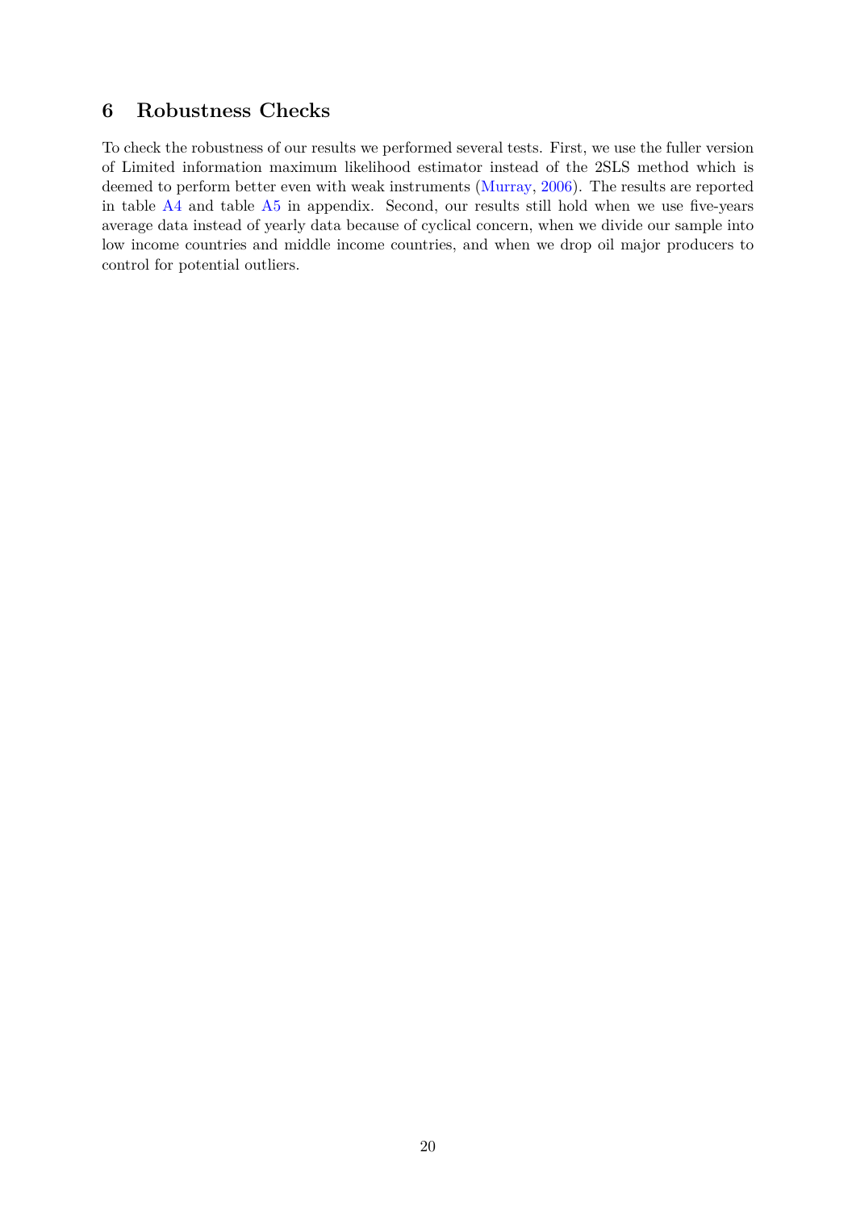## 6 Robustness Checks

To check the robustness of our results we performed several tests. First, we use the fuller version of Limited information maximum likelihood estimator instead of the 2SLS method which is deemed to perform better even with weak instruments (Murray, 2006). The results are reported in table A4 and table A5 in appendix. Second, our results still hold when we use five-years average data instead of yearly data because of cyclical concern, when we divide our sample into low income countries and middle income countries, and when we drop oil major producers to control for potential outliers.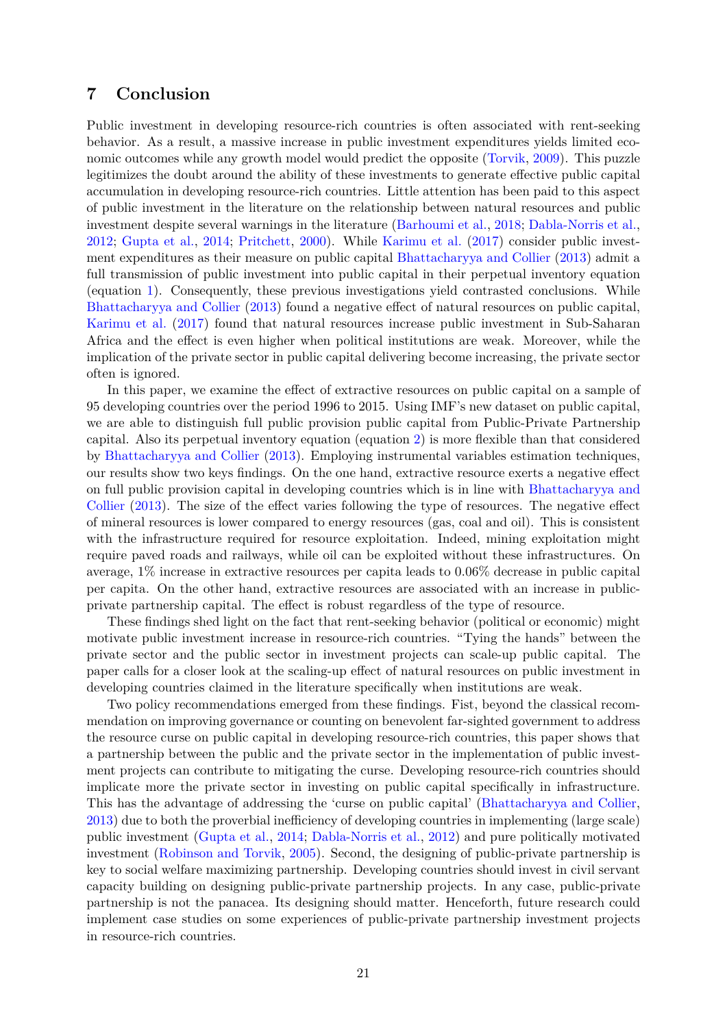## 7 Conclusion

Public investment in developing resource-rich countries is often associated with rent-seeking behavior. As a result, a massive increase in public investment expenditures yields limited economic outcomes while any growth model would predict the opposite (Torvik, 2009). This puzzle legitimizes the doubt around the ability of these investments to generate effective public capital accumulation in developing resource-rich countries. Little attention has been paid to this aspect of public investment in the literature on the relationship between natural resources and public investment despite several warnings in the literature (Barhoumi et al., 2018; Dabla-Norris et al., 2012; Gupta et al., 2014; Pritchett, 2000). While Karimu et al. (2017) consider public investment expenditures as their measure on public capital Bhattacharyya and Collier (2013) admit a full transmission of public investment into public capital in their perpetual inventory equation (equation 1). Consequently, these previous investigations yield contrasted conclusions. While Bhattacharyya and Collier (2013) found a negative effect of natural resources on public capital, Karimu et al. (2017) found that natural resources increase public investment in Sub-Saharan Africa and the effect is even higher when political institutions are weak. Moreover, while the implication of the private sector in public capital delivering become increasing, the private sector often is ignored.

In this paper, we examine the effect of extractive resources on public capital on a sample of 95 developing countries over the period 1996 to 2015. Using IMF's new dataset on public capital, we are able to distinguish full public provision public capital from Public-Private Partnership capital. Also its perpetual inventory equation (equation 2) is more flexible than that considered by Bhattacharyya and Collier (2013). Employing instrumental variables estimation techniques, our results show two keys findings. On the one hand, extractive resource exerts a negative effect on full public provision capital in developing countries which is in line with Bhattacharyya and Collier (2013). The size of the effect varies following the type of resources. The negative effect of mineral resources is lower compared to energy resources (gas, coal and oil). This is consistent with the infrastructure required for resource exploitation. Indeed, mining exploitation might require paved roads and railways, while oil can be exploited without these infrastructures. On average, 1% increase in extractive resources per capita leads to 0.06% decrease in public capital per capita. On the other hand, extractive resources are associated with an increase in public-private partnership capital. The effect is robust regardless of the type of resource.

These findings shed light on the fact that rent-seeking behavior (political or economic) might motivate public investment increase in resource-rich countries. "Tying the hands" between the private sector and the public sector in investment projects can scale-up public capital. The paper calls for a closer look at the scaling-up effect of natural resources on public investment in developing countries claimed in the literature specifically when institutions are weak.

Two policy recommendations emerged from these findings. Fist, beyond the classical recommendation on improving governance or counting on benevolent far-sighted government to address the resource curse on public capital in developing resource-rich countries, this paper shows that a partnership between the public and the private sector in the implementation of public investment projects can contribute to mitigating the curse. Developing resource-rich countries should implicate more the private sector in investing on public capital specifically in infrastructure. This has the advantage of addressing the 'curse on public capital' (Bhattacharyya and Collier, 2013) due to both the proverbial inefficiency of developing countries in implementing (large scale) public investment (Gupta et al., 2014; Dabla-Norris et al., 2012) and pure politically motivated investment (Robinson and Torvik, 2005). Second, the designing of public-private partnership is key to social welfare maximizing partnership. Developing countries should invest in civil servant capacity building on designing public-private partnership projects. In any case, public-private partnership is not the panacea. Its designing should matter. Henceforth, future research could implement case studies on some experiences of public-private partnership investment projects in resource-rich countries.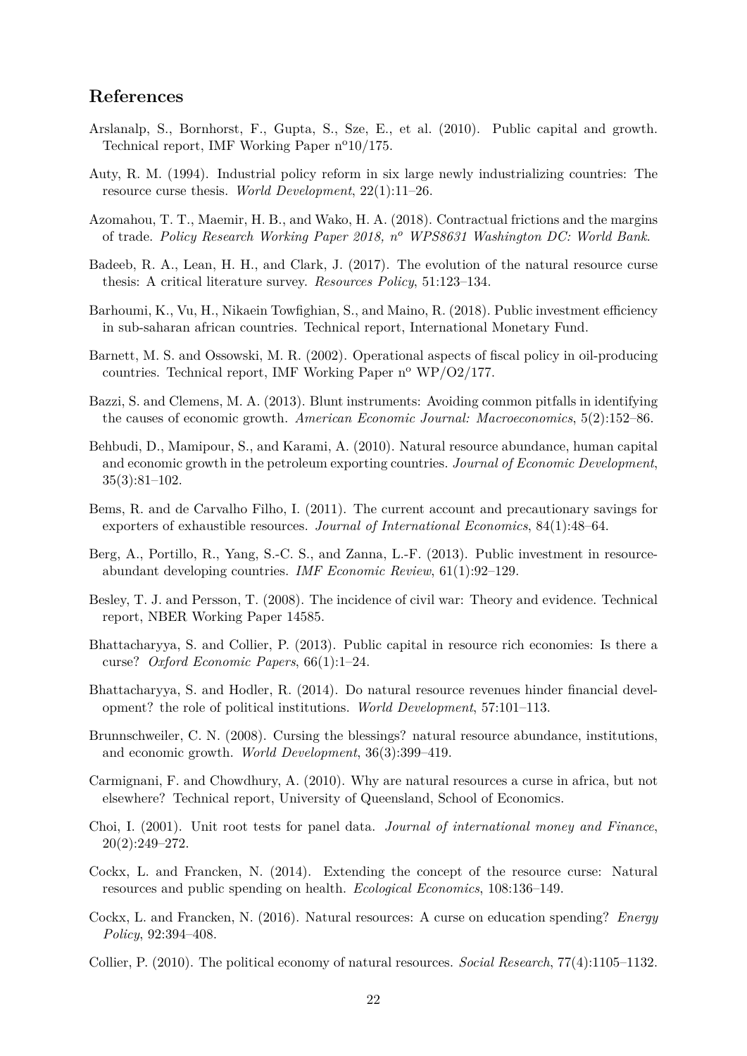## References

Arslanalp, S., Bornhorst, F., Gupta, S., Sze, E., et al. (2010). Public capital and growth. Technical report, IMF Working Paper nº10/175.

Auty, R. M. (1994). Industrial policy reform in six large newly industrializing countries: The resource curse thesis. *World Development*, 22(1):11–26.

Azomahou, T. T., Maemir, H. B., and Wako, H. A. (2018). Contractual frictions and the margins of trade. *Policy Research Working Paper 2018, nº WPS8631 Washington DC: World Bank*.

Badeeb, R. A., Lean, H. H., and Clark, J. (2017). The evolution of the natural resource curse thesis: A critical literature survey. *Resources Policy*, 51:123–134.

Barhoumi, K., Vu, H., Nikaein Towfighian, S., and Maino, R. (2018). Public investment efficiency in sub-saharan african countries. Technical report, International Monetary Fund.

Barnett, M. S. and Ossowski, M. R. (2002). Operational aspects of fiscal policy in oil-producing countries. Technical report, IMF Working Paper nº WP/O2/177.

Bazzi, S. and Clemens, M. A. (2013). Blunt instruments: Avoiding common pitfalls in identifying the causes of economic growth. *American Economic Journal: Macroeconomics*, 5(2):152–86.

Behbudi, D., Mamipour, S., and Karami, A. (2010). Natural resource abundance, human capital and economic growth in the petroleum exporting countries. *Journal of Economic Development*, 35(3):81–102.

Bems, R. and de Carvalho Filho, I. (2011). The current account and precautionary savings for exporters of exhaustible resources. *Journal of International Economics*, 84(1):48–64.

Berg, A., Portillo, R., Yang, S.-C. S., and Zanna, L.-F. (2013). Public investment in resource-abundant developing countries. *IMF Economic Review*, 61(1):92–129.

Besley, T. J. and Persson, T. (2008). The incidence of civil war: Theory and evidence. Technical report, NBER Working Paper 14585.

Bhattacharyya, S. and Collier, P. (2013). Public capital in resource rich economies: Is there a curse? *Oxford Economic Papers*, 66(1):1–24.

Bhattacharyya, S. and Hodler, R. (2014). Do natural resource revenues hinder financial development? the role of political institutions. *World Development*, 57:101–113.

Brunnschweiler, C. N. (2008). Cursing the blessings? natural resource abundance, institutions, and economic growth. *World Development*, 36(3):399–419.

Carmignani, F. and Chowdhury, A. (2010). Why are natural resources a curse in africa, but not elsewhere? Technical report, University of Queensland, School of Economics.

Choi, I. (2001). Unit root tests for panel data. *Journal of international money and Finance*, 20(2):249–272.

Cockx, L. and Francken, N. (2014). Extending the concept of the resource curse: Natural resources and public spending on health. *Ecological Economics*, 108:136–149.

Cockx, L. and Francken, N. (2016). Natural resources: A curse on education spending? *Energy Policy*, 92:394–408.

Collier, P. (2010). The political economy of natural resources. *Social Research*, 77(4):1105–1132.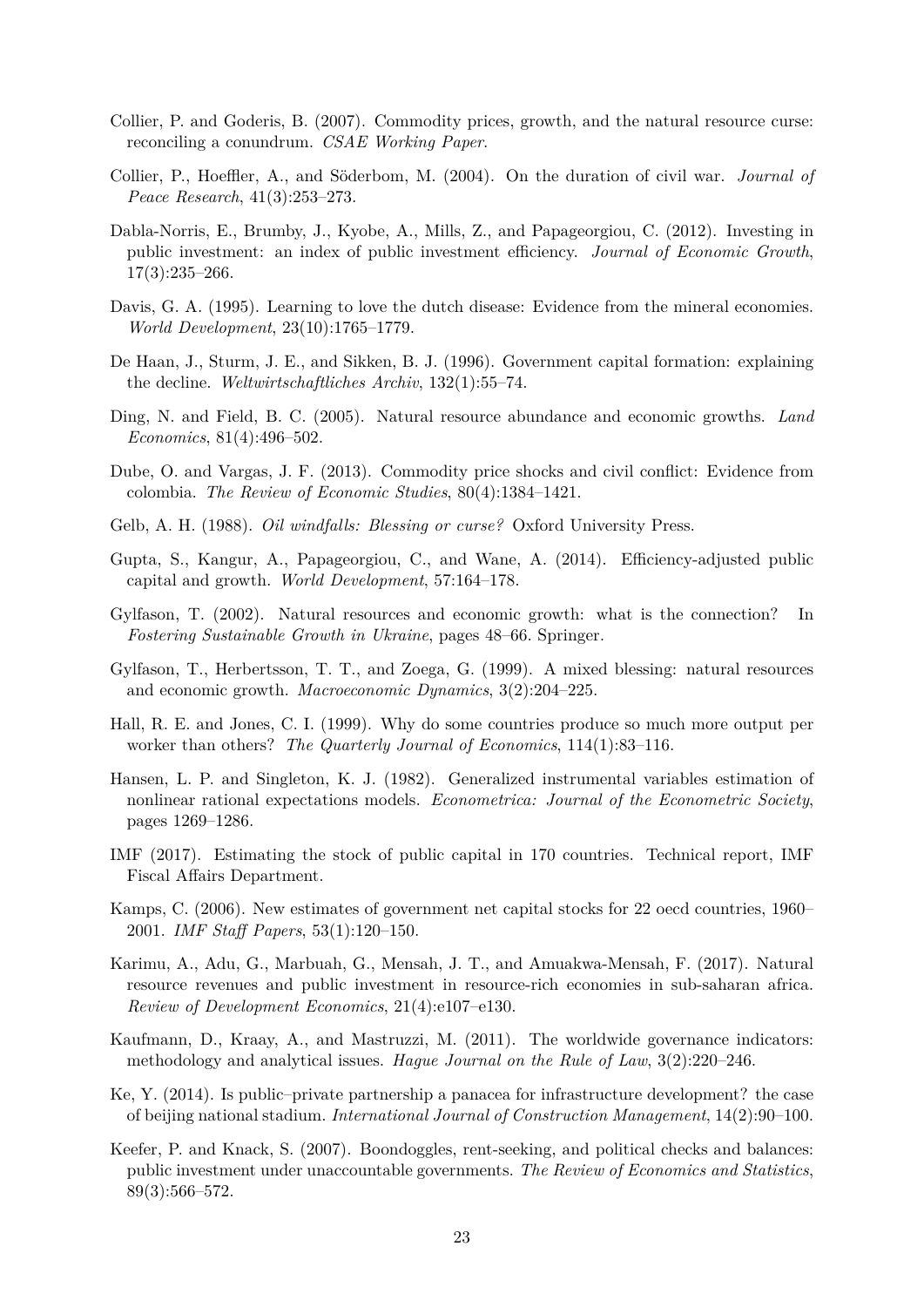Collier, P. and Goderis, B. (2007). Commodity prices, growth, and the natural resource curse: reconciling a conundrum. *CSAE Working Paper*.

Collier, P., Hoeffler, A., and Söderbom, M. (2004). On the duration of civil war. *Journal of Peace Research*, 41(3):253–273.

Dabla-Norris, E., Brumby, J., Kyobe, A., Mills, Z., and Papageorgiou, C. (2012). Investing in public investment: an index of public investment efficiency. *Journal of Economic Growth*, 17(3):235–266.

Davis, G. A. (1995). Learning to love the dutch disease: Evidence from the mineral economies. *World Development*, 23(10):1765–1779.

De Haan, J., Sturm, J. E., and Sikken, B. J. (1996). Government capital formation: explaining the decline. *Weltwirtschaftliches Archiv*, 132(1):55–74.

Ding, N. and Field, B. C. (2005). Natural resource abundance and economic growths. *Land Economics*, 81(4):496–502.

Dube, O. and Vargas, J. F. (2013). Commodity price shocks and civil conflict: Evidence from colombia. *The Review of Economic Studies*, 80(4):1384–1421.

Gelb, A. H. (1988). *Oil windfalls: Blessing or curse?* Oxford University Press.

Gupta, S., Kangur, A., Papageorgiou, C., and Wane, A. (2014). Efficiency-adjusted public capital and growth. *World Development*, 57:164–178.

Gylfason, T. (2002). Natural resources and economic growth: what is the connection? In *Fostering Sustainable Growth in Ukraine*, pages 48–66. Springer.

Gylfason, T., Herbertsson, T. T., and Zoega, G. (1999). A mixed blessing: natural resources and economic growth. *Macroeconomic Dynamics*, 3(2):204–225.

Hall, R. E. and Jones, C. I. (1999). Why do some countries produce so much more output per worker than others? *The Quarterly Journal of Economics*, 114(1):83–116.

Hansen, L. P. and Singleton, K. J. (1982). Generalized instrumental variables estimation of nonlinear rational expectations models. *Econometrica: Journal of the Econometric Society*, pages 1269–1286.

IMF (2017). Estimating the stock of public capital in 170 countries. Technical report, IMF Fiscal Affairs Department.

Kamps, C. (2006). New estimates of government net capital stocks for 22 oecd countries, 1960–2001. *IMF Staff Papers*, 53(1):120–150.

Karimu, A., Adu, G., Marbuah, G., Mensah, J. T., and Amuakwa-Mensah, F. (2017). Natural resource revenues and public investment in resource-rich economies in sub-saharan africa. *Review of Development Economics*, 21(4):e107–e130.

Kaufmann, D., Kraay, A., and Mastruzzi, M. (2011). The worldwide governance indicators: methodology and analytical issues. *Hague Journal on the Rule of Law*, 3(2):220–246.

Ke, Y. (2014). Is public–private partnership a panacea for infrastructure development? the case of beijing national stadium. *International Journal of Construction Management*, 14(2):90–100.

Keefer, P. and Knack, S. (2007). Boondoggles, rent-seeking, and political checks and balances: public investment under unaccountable governments. *The Review of Economics and Statistics*, 89(3):566–572.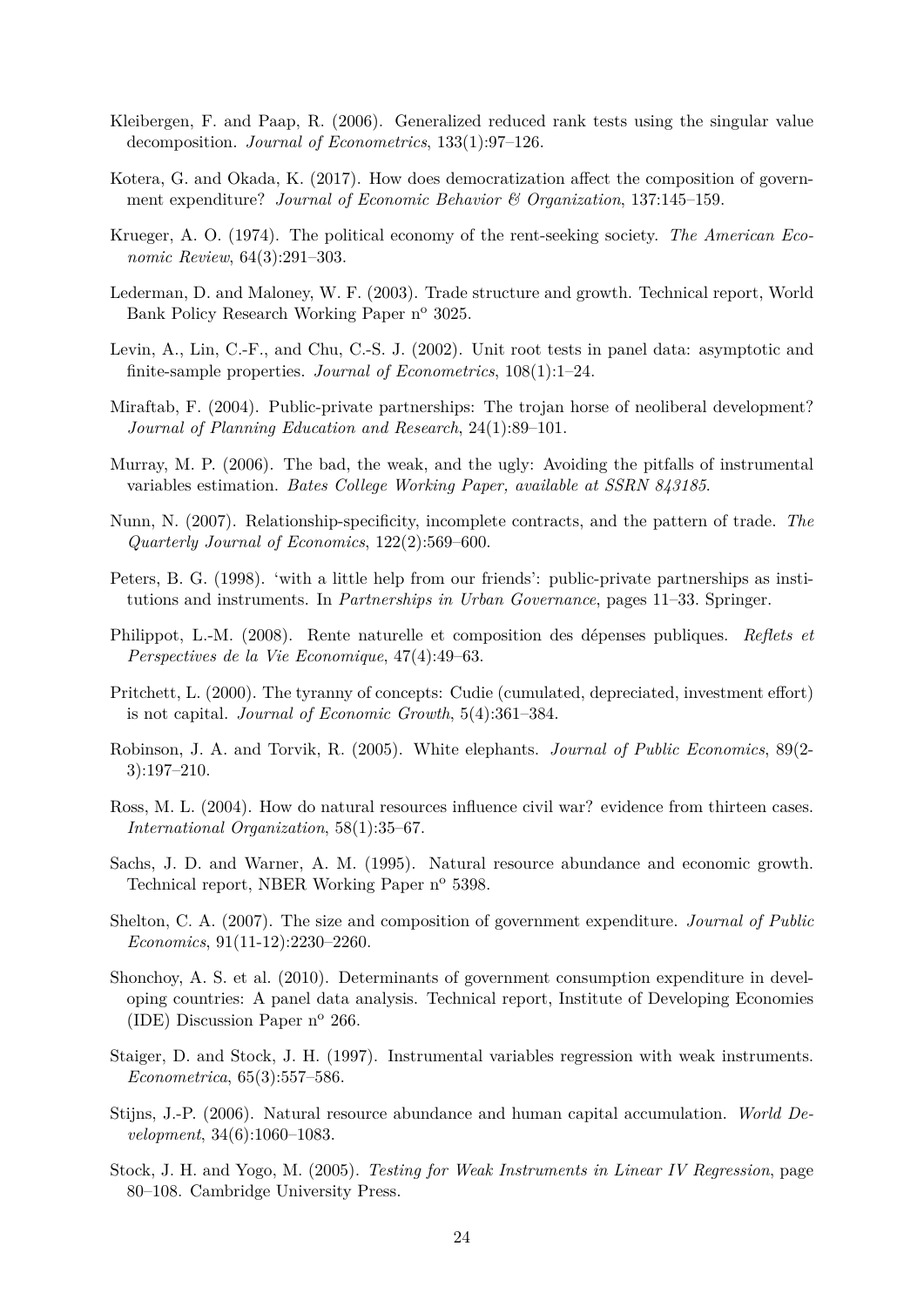Kleibergen, F. and Paap, R. (2006). Generalized reduced rank tests using the singular value decomposition. *Journal of Econometrics*, 133(1):97–126.

Kotera, G. and Okada, K. (2017). How does democratization affect the composition of government expenditure? *Journal of Economic Behavior & Organization*, 137:145–159.

Krueger, A. O. (1974). The political economy of the rent-seeking society. *The American Economic Review*, 64(3):291–303.

Lederman, D. and Maloney, W. F. (2003). Trade structure and growth. Technical report, World Bank Policy Research Working Paper nº 3025.

Levin, A., Lin, C.-F., and Chu, C.-S. J. (2002). Unit root tests in panel data: asymptotic and finite-sample properties. *Journal of Econometrics*, 108(1):1–24.

Miraftab, F. (2004). Public-private partnerships: The trojan horse of neoliberal development? *Journal of Planning Education and Research*, 24(1):89–101.

Murray, M. P. (2006). The bad, the weak, and the ugly: Avoiding the pitfalls of instrumental variables estimation. *Bates College Working Paper, available at SSRN 843185*.

Nunn, N. (2007). Relationship-specificity, incomplete contracts, and the pattern of trade. *The Quarterly Journal of Economics*, 122(2):569–600.

Peters, B. G. (1998). 'with a little help from our friends': public-private partnerships as institutions and instruments. In *Partnerships in Urban Governance*, pages 11–33. Springer.

Philippot, L.-M. (2008). Rente naturelle et composition des dépenses publiques. *Reflets et Perspectives de la Vie Economique*, 47(4):49–63.

Pritchett, L. (2000). The tyranny of concepts: Cudie (cumulated, depreciated, investment effort) is not capital. *Journal of Economic Growth*, 5(4):361–384.

Robinson, J. A. and Torvik, R. (2005). White elephants. *Journal of Public Economics*, 89(2-3):197–210.

Ross, M. L. (2004). How do natural resources influence civil war? evidence from thirteen cases. *International Organization*, 58(1):35–67.

Sachs, J. D. and Warner, A. M. (1995). Natural resource abundance and economic growth. Technical report, NBER Working Paper nº 5398.

Shelton, C. A. (2007). The size and composition of government expenditure. *Journal of Public Economics*, 91(11-12):2230–2260.

Shonchoy, A. S. et al. (2010). Determinants of government consumption expenditure in developing countries: A panel data analysis. Technical report, Institute of Developing Economies (IDE) Discussion Paper nº 266.

Staiger, D. and Stock, J. H. (1997). Instrumental variables regression with weak instruments. *Econometrica*, 65(3):557–586.

Stijns, J.-P. (2006). Natural resource abundance and human capital accumulation. *World Development*, 34(6):1060–1083.

Stock, J. H. and Yogo, M. (2005). *Testing for Weak Instruments in Linear IV Regression*, page 80–108. Cambridge University Press.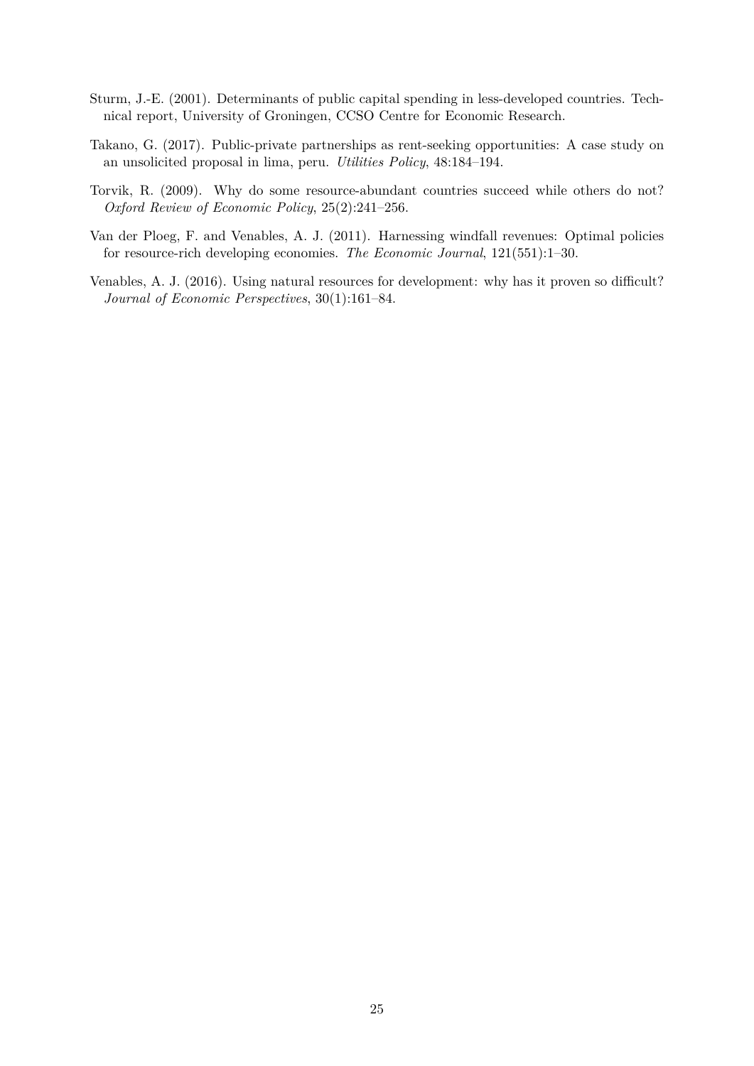Sturm, J.-E. (2001). Determinants of public capital spending in less-developed countries. Technical report, University of Groningen, CCSO Centre for Economic Research.

Takano, G. (2017). Public-private partnerships as rent-seeking opportunities: A case study on an unsolicited proposal in lima, peru. *Utilities Policy*, 48:184–194.

Torvik, R. (2009). Why do some resource-abundant countries succeed while others do not? *Oxford Review of Economic Policy*, 25(2):241–256.

Van der Ploeg, F. and Venables, A. J. (2011). Harnessing windfall revenues: Optimal policies for resource-rich developing economies. *The Economic Journal*, 121(551):1–30.

Venables, A. J. (2016). Using natural resources for development: why has it proven so difficult? *Journal of Economic Perspectives*, 30(1):161–84.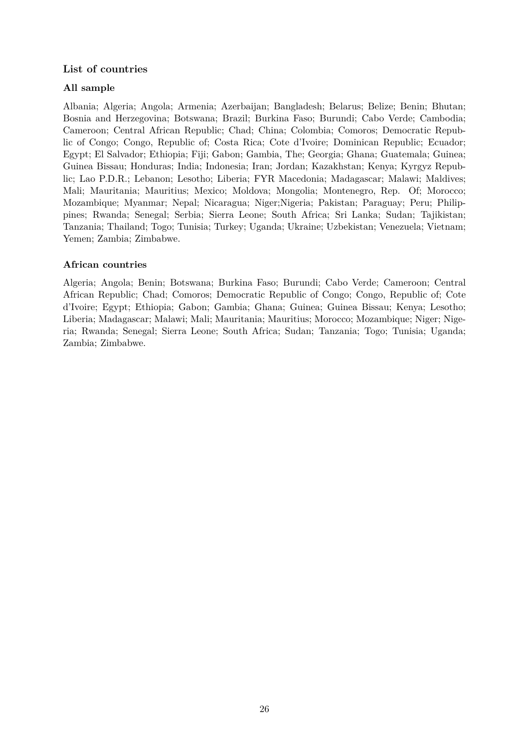### List of countries

#### All sample

Albania; Algeria; Angola; Armenia; Azerbaijan; Bangladesh; Belarus; Belize; Benin; Bhutan; Bosnia and Herzegovina; Botswana; Brazil; Burkina Faso; Burundi; Cabo Verde; Cambodia; Cameroon; Central African Republic; Chad; China; Colombia; Comoros; Democratic Republic of Congo; Congo, Republic of; Costa Rica; Cote d'Ivoire; Dominican Republic; Ecuador; Egypt; El Salvador; Ethiopia; Fiji; Gabon; Gambia, The; Georgia; Ghana; Guatemala; Guinea; Guinea Bissau; Honduras; India; Indonesia; Iran; Jordan; Kazakhstan; Kenya; Kyrgyz Republic; Lao P.D.R.; Lebanon; Lesotho; Liberia; FYR Macedonia; Madagascar; Malawi; Maldives; Mali; Mauritania; Mauritius; Mexico; Moldova; Mongolia; Montenegro, Rep. Of; Morocco; Mozambique; Myanmar; Nepal; Nicaragua; Niger;Nigeria; Pakistan; Paraguay; Peru; Philippines; Rwanda; Senegal; Serbia; Sierra Leone; South Africa; Sri Lanka; Sudan; Tajikistan; Tanzania; Thailand; Togo; Tunisia; Turkey; Uganda; Ukraine; Uzbekistan; Venezuela; Vietnam; Yemen; Zambia; Zimbabwe.

#### African countries

Algeria; Angola; Benin; Botswana; Burkina Faso; Burundi; Cabo Verde; Cameroon; Central African Republic; Chad; Comoros; Democratic Republic of Congo; Congo, Republic of; Cote d'Ivoire; Egypt; Ethiopia; Gabon; Gambia; Ghana; Guinea; Guinea Bissau; Kenya; Lesotho; Liberia; Madagascar; Malawi; Mali; Mauritania; Mauritius; Morocco; Mozambique; Niger; Nigeria; Rwanda; Senegal; Sierra Leone; South Africa; Sudan; Tanzania; Togo; Tunisia; Uganda; Zambia; Zimbabwe.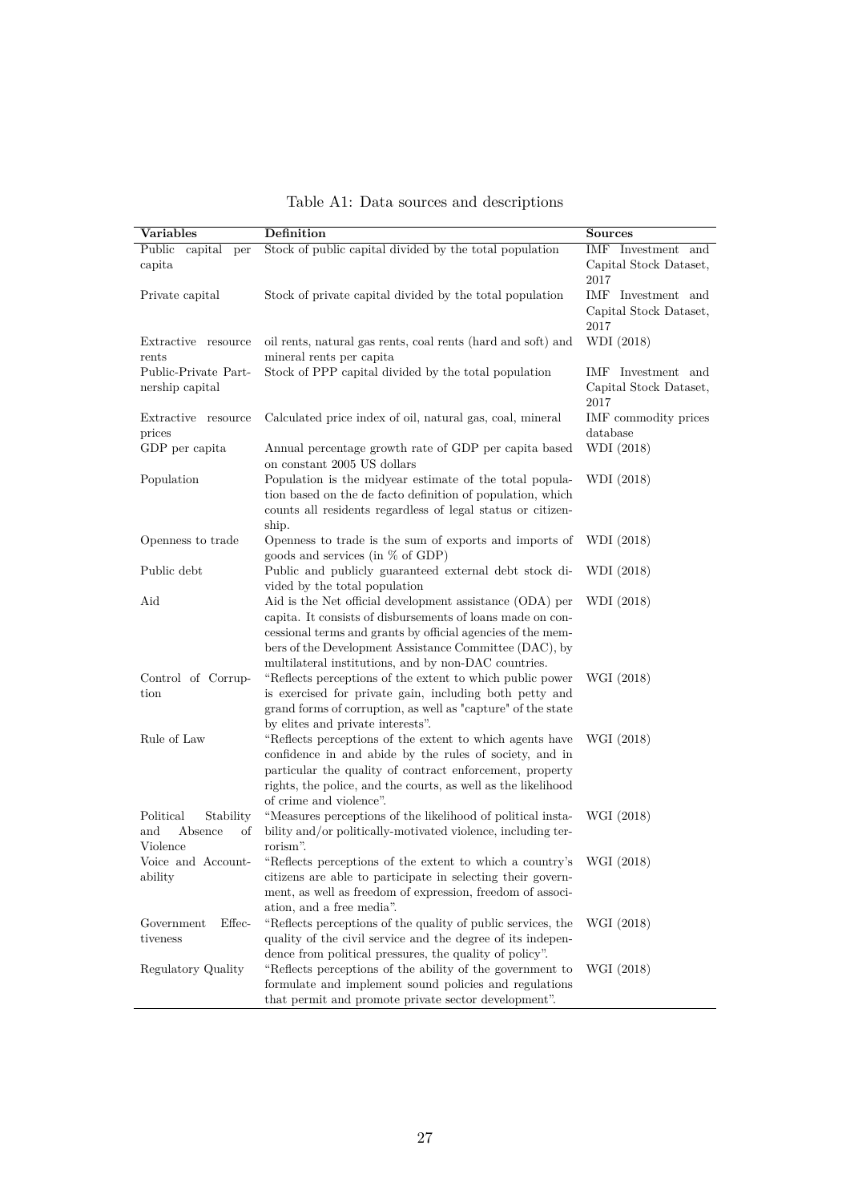Table A1: Data sources and descriptions

| Variables | Definition | Sources |
|---|---|---|
| Public capital per capita | Stock of public capital divided by the total population | IMF Investment and Capital Stock Dataset, 2017 |
| Private capital | Stock of private capital divided by the total population | IMF Investment and Capital Stock Dataset, 2017 |
| Extractive resource rents | oil rents, natural gas rents, coal rents (hard and soft) and mineral rents per capita | WDI (2018) |
| Public-Private Partnership capital | Stock of PPP capital divided by the total population | IMF Investment and Capital Stock Dataset, 2017 |
| Extractive resource prices | Calculated price index of oil, natural gas, coal, mineral | IMF commodity prices database |
| GDP per capita | Annual percentage growth rate of GDP per capita based on constant 2005 US dollars | WDI (2018) |
| Population | Population is the midyear estimate of the total population based on the de facto definition of population, which counts all residents regardless of legal status or citizenship. | WDI (2018) |
| Openness to trade | Openness to trade is the sum of exports and imports of goods and services (in % of GDP) | WDI (2018) |
| Public debt | Public and publicly guaranteed external debt stock divided by the total population | WDI (2018) |
| Aid | Aid is the Net official development assistance (ODA) per capita. It consists of disbursements of loans made on concessional terms and grants by official agencies of the members of the Development Assistance Committee (DAC), by multilateral institutions, and by non-DAC countries. | WDI (2018) |
| Control of Corruption | "Reflects perceptions of the extent to which public power is exercised for private gain, including both petty and grand forms of corruption, as well as "capture" of the state by elites and private interests". | WGI (2018) |
| Rule of Law | "Reflects perceptions of the extent to which agents have confidence in and abide by the rules of society, and in particular the quality of contract enforcement, property rights, the police, and the courts, as well as the likelihood of crime and violence". | WGI (2018) |
| Political Stability and Absence of Violence | "Measures perceptions of the likelihood of political instability and/or politically-motivated violence, including terrorism". | WGI (2018) |
| Voice and Accountability | "Reflects perceptions of the extent to which a country's citizens are able to participate in selecting their government, as well as freedom of expression, freedom of association, and a free media". | WGI (2018) |
| Government Effectiveness | "Reflects perceptions of the quality of public services, the quality of the civil service and the degree of its independence from political pressures, the quality of policy". | WGI (2018) |
| Regulatory Quality | "Reflects perceptions of the ability of the government to formulate and implement sound policies and regulations that permit and promote private sector development". | WGI (2018) |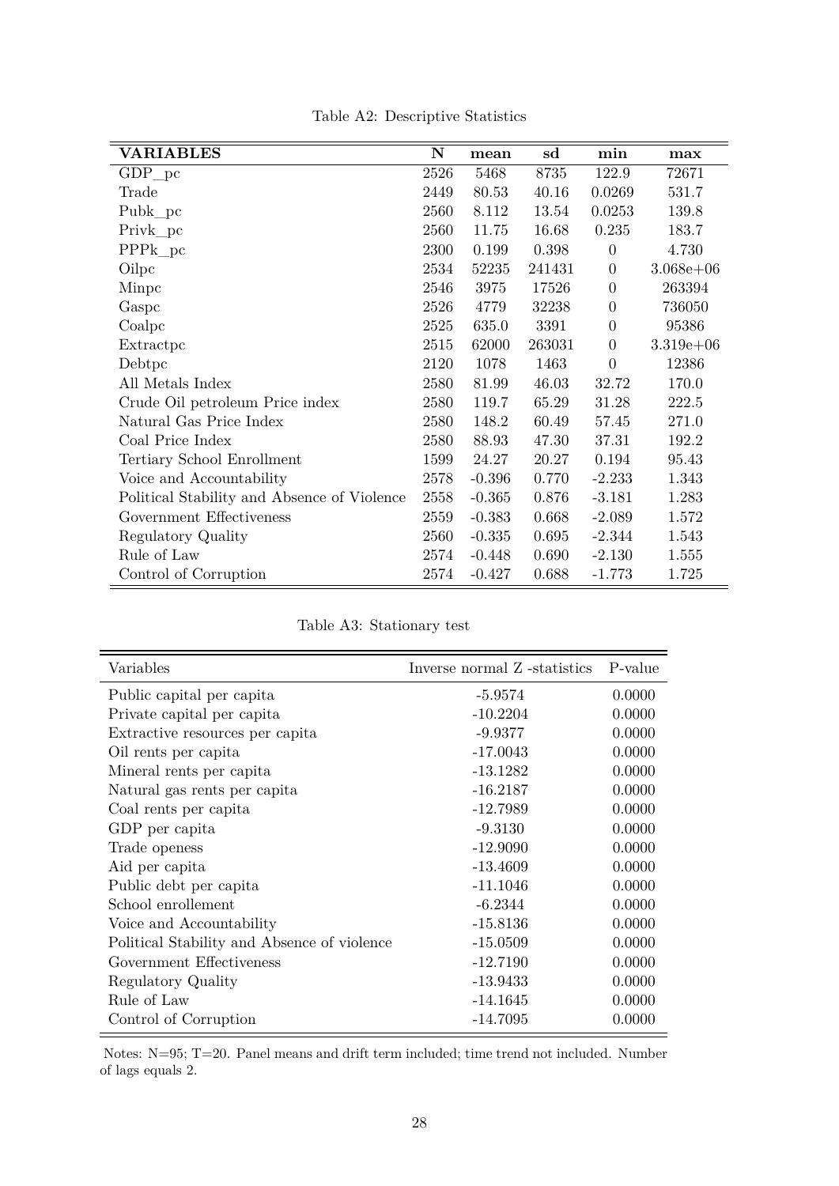Table A2: Descriptive Statistics

| **VARIABLES** | **N** | **mean** | **sd** | **min** | **max** |
|---|---|---|---|---|---|
| GDP_pc | 2526 | 5468 | 8735 | 122.9 | 72671 |
| Trade | 2449 | 80.53 | 40.16 | 0.0269 | 531.7 |
| Pubk_pc | 2560 | 8.112 | 13.54 | 0.0253 | 139.8 |
| Privk_pc | 2560 | 11.75 | 16.68 | 0.235 | 183.7 |
| PPPk_pc | 2300 | 0.199 | 0.398 | 0 | 4.730 |
| Oilpc | 2534 | 52235 | 241431 | 0 | 3.068e+06 |
| Minpc | 2546 | 3975 | 17526 | 0 | 263394 |
| Gaspc | 2526 | 4779 | 32238 | 0 | 736050 |
| Coalpc | 2525 | 635.0 | 3391 | 0 | 95386 |
| Extractpc | 2515 | 62000 | 263031 | 0 | 3.319e+06 |
| Debtpc | 2120 | 1078 | 1463 | 0 | 12386 |
| All Metals Index | 2580 | 81.99 | 46.03 | 32.72 | 170.0 |
| Crude Oil petroleum Price index | 2580 | 119.7 | 65.29 | 31.28 | 222.5 |
| Natural Gas Price Index | 2580 | 148.2 | 60.49 | 57.45 | 271.0 |
| Coal Price Index | 2580 | 88.93 | 47.30 | 37.31 | 192.2 |
| Tertiary School Enrollment | 1599 | 24.27 | 20.27 | 0.194 | 95.43 |
| Voice and Accountability | 2578 | -0.396 | 0.770 | -2.233 | 1.343 |
| Political Stability and Absence of Violence | 2558 | -0.365 | 0.876 | -3.181 | 1.283 |
| Government Effectiveness | 2559 | -0.383 | 0.668 | -2.089 | 1.572 |
| Regulatory Quality | 2560 | -0.335 | 0.695 | -2.344 | 1.543 |
| Rule of Law | 2574 | -0.448 | 0.690 | -2.130 | 1.555 |
| Control of Corruption | 2574 | -0.427 | 0.688 | -1.773 | 1.725 |

Table A3: Stationary test

| Variables | Inverse normal Z -statistics | P-value |
|---|---|---|
| Public capital per capita | -5.9574 | 0.0000 |
| Private capital per capita | -10.2204 | 0.0000 |
| Extractive resources per capita | -9.9377 | 0.0000 |
| Oil rents per capita | -17.0043 | 0.0000 |
| Mineral rents per capita | -13.1282 | 0.0000 |
| Natural gas rents per capita | -16.2187 | 0.0000 |
| Coal rents per capita | -12.7989 | 0.0000 |
| GDP per capita | -9.3130 | 0.0000 |
| Trade openess | -12.9090 | 0.0000 |
| Aid per capita | -13.4609 | 0.0000 |
| Public debt per capita | -11.1046 | 0.0000 |
| School enrollement | -6.2344 | 0.0000 |
| Voice and Accountability | -15.8136 | 0.0000 |
| Political Stability and Absence of violence | -15.0509 | 0.0000 |
| Government Effectiveness | -12.7190 | 0.0000 |
| Regulatory Quality | -13.9433 | 0.0000 |
| Rule of Law | -14.1645 | 0.0000 |
| Control of Corruption | -14.7095 | 0.0000 |

Notes: N=95; T=20. Panel means and drift term included; time trend not included. Number of lags equals 2.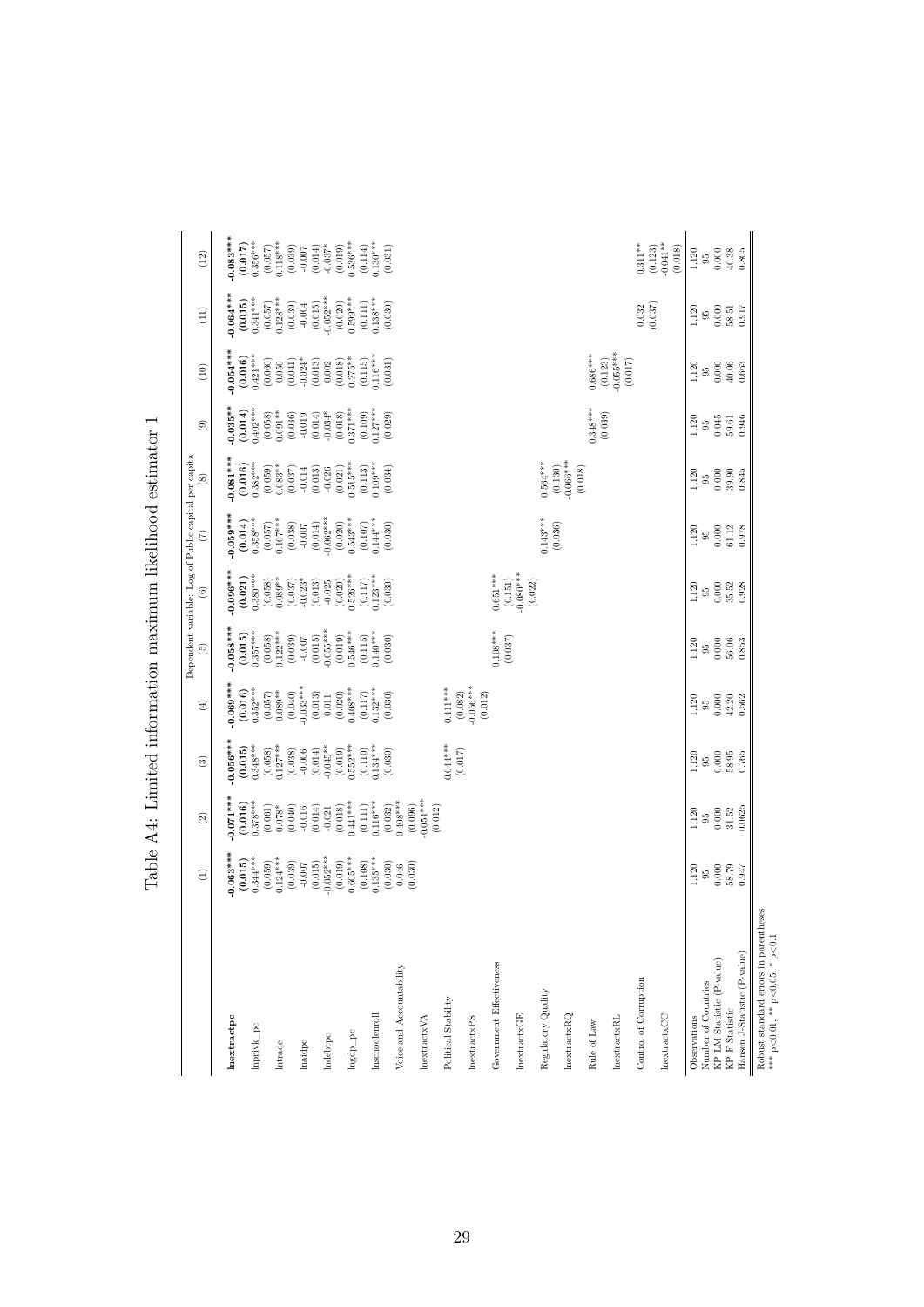# Table A4: Limited information maximum likelihood estimator 1

| | (1) | (2) | (3) | (4) | (5) | (6) | (7) | (8) | (9) | (10) | (11) | (12) |
|---|---|---|---|---|---|---|---|---|---|---|---|---|
| | Dependent variable: Log of Public capital per capita | | | | | | | | | | | |
| **lnextractpc** | **-0.063***** | **-0.071***** | **-0.056***** | **-0.069***** | **-0.058***** | **-0.096***** | **-0.059***** | **-0.081***** | **-0.035**** | **-0.054***** | **-0.064***** | **-0.083***** |
| | **(0.015)** | **(0.016)** | **(0.015)** | **(0.016)** | **(0.015)** | **(0.021)** | **(0.014)** | **(0.016)** | **(0.014)** | **(0.016)** | **(0.015)** | **(0.017)** |
| lnprivk_pc | 0.344*** | 0.378*** | 0.348*** | 0.352*** | 0.357*** | 0.380*** | 0.358*** | 0.382*** | 0.402*** | 0.421*** | 0.341*** | 0.356*** |
| | (0.059) | (0.061) | (0.058) | (0.057) | (0.058) | (0.058) | (0.057) | (0.059) | (0.058) | (0.060) | (0.057) | (0.057) |
| lntrade | 0.124*** | 0.078* | 0.127*** | 0.089** | 0.122*** | 0.089** | 0.107*** | 0.083** | 0.091** | 0.050 | 0.128*** | 0.118*** |
| | (0.039) | (0.040) | (0.038) | (0.040) | (0.039) | (0.037) | (0.038) | (0.037) | (0.036) | (0.041) | (0.039) | (0.039) |
| lnaidpc | -0.007 | -0.016 | -0.006 | -0.033*** | -0.007 | -0.023* | -0.007 | -0.014 | -0.019 | -0.024* | -0.004 | -0.007 |
| | (0.015) | (0.014) | (0.014) | (0.013) | (0.015) | (0.013) | (0.014) | (0.013) | (0.014) | (0.013) | (0.015) | (0.014) |
| lndebtpc | -0.052*** | -0.021 | -0.045** | 0.011 | -0.055*** | -0.025 | -0.062*** | -0.026 | -0.034* | 0.002 | -0.052*** | -0.037* |
| | (0.019) | (0.018) | (0.019) | (0.020) | (0.019) | (0.020) | (0.020) | (0.021) | (0.018) | (0.018) | (0.020) | (0.019) |
| lngdp_pc | 0.605*** | 0.441*** | 0.552*** | 0.408*** | 0.546*** | 0.526*** | 0.543*** | 0.515*** | 0.371*** | 0.275** | 0.599*** | 0.536*** |
| | (0.108) | (0.111) | (0.110) | (0.117) | (0.115) | (0.117) | (0.107) | (0.113) | (0.109) | (0.115) | (0.111) | (0.114) |
| lnschoolenroll | 0.135*** | 0.116*** | 0.134*** | 0.132*** | 0.140*** | 0.123*** | 0.144*** | 0.109*** | 0.127*** | 0.116*** | 0.138*** | 0.130*** |
| | (0.030) | (0.032) | (0.030) | (0.030) | (0.030) | (0.030) | (0.030) | (0.034) | (0.029) | (0.031) | (0.030) | (0.031) |
| Voice and Accountability | 0.046 | 0.408*** | | | | | | | | | | |
| | (0.030) | (0.096) | | | | | | | | | | |
| lnextractxVA | | -0.051*** | | | | | | | | | | |
| | | (0.012) | | | | | | | | | | |
| Political Stability | | | 0.044*** | 0.411*** | | | | | | | | |
| | | | (0.017) | (0.082) | | | | | | | | |
| lnextractxPS | | | | -0.056*** | | | | | | | | |
| | | | | (0.012) | | | | | | | | |
| Government Effectiveness | | | | | 0.108*** | 0.651*** | | | | | | |
| | | | | | (0.037) | (0.151) | | | | | | |
| lnextractxGE | | | | | | -0.080*** | | | | | | |
| | | | | | | (0.022) | | | | | | |
| Regulatory Quality | | | | | | | 0.143*** | 0.564*** | | | | |
| | | | | | | | (0.036) | (0.130) | | | | |
| lnextractxRQ | | | | | | | | -0.066*** | | | | |
| | | | | | | | | (0.018) | | | | |
| Rule of Law | | | | | | | | | 0.348*** | 0.686*** | | |
| | | | | | | | | | (0.039) | (0.123) | | |
| lnextractxRL | | | | | | | | | | -0.055*** | | |
| | | | | | | | | | | (0.017) | | |
| Control of Corruption | | | | | | | | | | | 0.032 | 0.311** |
| | | | | | | | | | | | (0.037) | (0.123) |
| lnextractxCC | | | | | | | | | | | | -0.041** |
| | | | | | | | | | | | | (0.018) |
| Observations | 1,120 | 1,120 | 1,120 | 1,120 | 1,120 | 1,120 | 1,120 | 1,120 | 1,120 | 1,120 | 1,120 | 1,120 |
| Number of Countries | 95 | 95 | 95 | 95 | 95 | 95 | 95 | 95 | 95 | 95 | 95 | 95 |
| KP LM Statistic (P-value) | 0.000 | 0.000 | 0.000 | 0.000 | 0.000 | 0.000 | 0.000 | 0.000 | 0.045 | 0.000 | 0.000 | 0.000 |
| KP F Statistic | 58.79 | 31.52 | 58.95 | 42.20 | 56.06 | 35.52 | 61.12 | 39.90 | 59.61 | 40.06 | 58.51 | 40.38 |
| Hansen J-Statistic (P-value) | 0.947 | 0.0625 | 0.765 | 0.562 | 0.853 | 0.928 | 0.978 | 0.845 | 0.946 | 0.663 | 0.917 | 0.805 |

Robust standard errors in parentheses
*** p<0.01, ** p<0.05, * p<0.1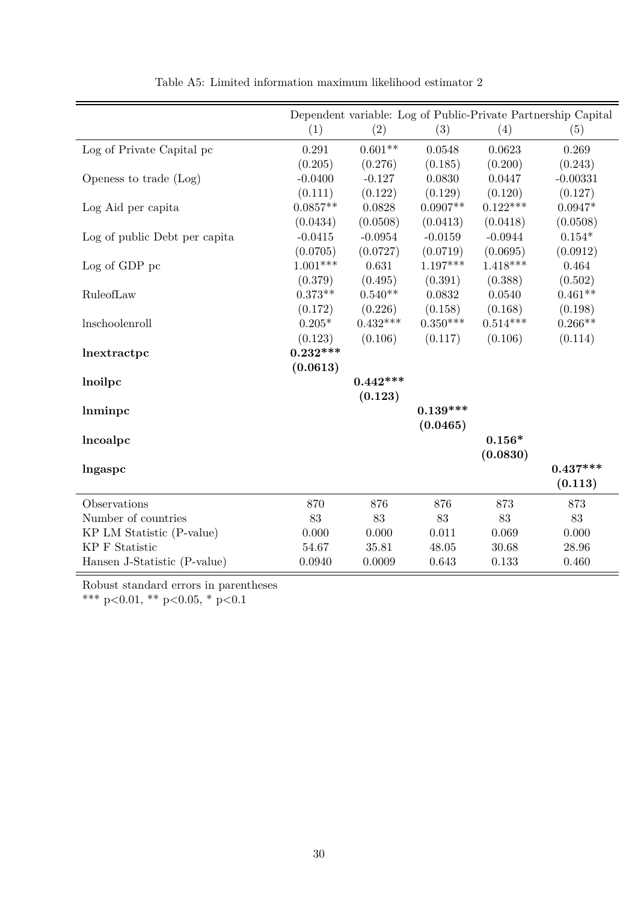Table A5: Limited information maximum likelihood estimator 2

| | Dependent variable: Log of Public-Private Partnership Capital | | | | |
|---|---|---|---|---|---|
| | (1) | (2) | (3) | (4) | (5) |
| Log of Private Capital pc | 0.291 | 0.601** | 0.0548 | 0.0623 | 0.269 |
| | (0.205) | (0.276) | (0.185) | (0.200) | (0.243) |
| Openess to trade (Log) | -0.0400 | -0.127 | 0.0830 | 0.0447 | -0.00331 |
| | (0.111) | (0.122) | (0.129) | (0.120) | (0.127) |
| Log Aid per capita | 0.0857** | 0.0828 | 0.0907** | 0.122*** | 0.0947* |
| | (0.0434) | (0.0508) | (0.0413) | (0.0418) | (0.0508) |
| Log of public Debt per capita | -0.0415 | -0.0954 | -0.0159 | -0.0944 | 0.154* |
| | (0.0705) | (0.0727) | (0.0719) | (0.0695) | (0.0912) |
| Log of GDP pc | 1.001*** | 0.631 | 1.197*** | 1.418*** | 0.464 |
| | (0.379) | (0.495) | (0.391) | (0.388) | (0.502) |
| RuleofLaw | 0.373** | 0.540** | 0.0832 | 0.0540 | 0.461** |
| | (0.172) | (0.226) | (0.158) | (0.168) | (0.198) |
| lnschoolenroll | 0.205* | 0.432*** | 0.350*** | 0.514*** | 0.266** |
| | (0.123) | (0.106) | (0.117) | (0.106) | (0.114) |
| **lnextractpc** | **0.232*****| | | | |
| | **(0.0613)** | | | | |
| **lnoilpc** | | **0.442*****| | | |
| | | **(0.123)** | | | |
| **lnminpc** | | | **0.139*****| | |
| | | | **(0.0465)** | | |
| **lncoalpc** | | | | **0.156*** | |
| | | | | **(0.0830)** | |
| **lngaspc** | | | | | **0.437***** |
| | | | | | **(0.113)** |
| Observations | 870 | 876 | 876 | 873 | 873 |
| Number of countries | 83 | 83 | 83 | 83 | 83 |
| KP LM Statistic (P-value) | 0.000 | 0.000 | 0.011 | 0.069 | 0.000 |
| KP F Statistic | 54.67 | 35.81 | 48.05 | 30.68 | 28.96 |
| Hansen J-Statistic (P-value) | 0.0940 | 0.0009 | 0.643 | 0.133 | 0.460 |

Robust standard errors in parentheses

*** p<0.01, ** p<0.05, * p<0.1